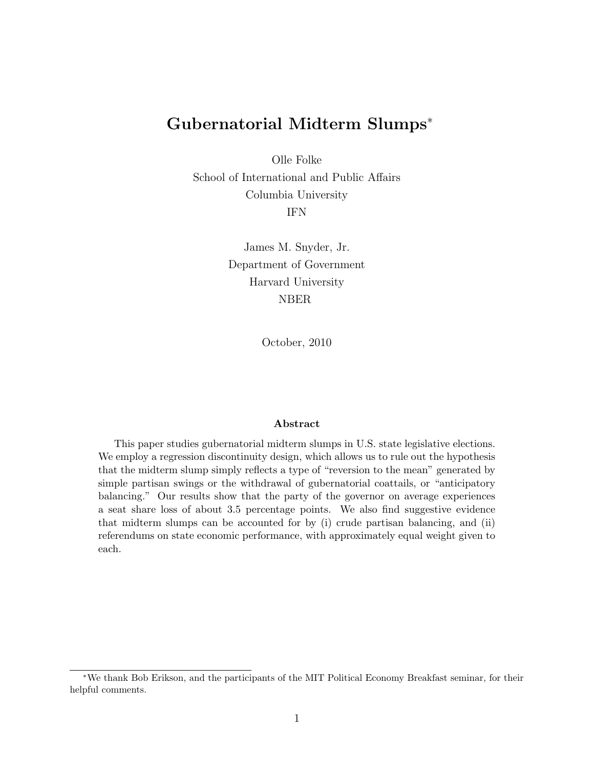# Gubernatorial Midterm Slumps[*]

Olle Folke
School of International and Public Affairs
Columbia University
IFN

James M. Snyder, Jr.
Department of Government
Harvard University
NBER

October, 2010

**Abstract**

This paper studies gubernatorial midterm slumps in U.S. state legislative elections. We employ a regression discontinuity design, which allows us to rule out the hypothesis that the midterm slump simply reflects a type of "reversion to the mean" generated by simple partisan swings or the withdrawal of gubernatorial coattails, or "anticipatory balancing." Our results show that the party of the governor on average experiences a seat share loss of about 3.5 percentage points. We also find suggestive evidence that midterm slumps can be accounted for by (i) crude partisan balancing, and (ii) referendums on state economic performance, with approximately equal weight given to each.

---

[*] We thank Bob Erikson, and the participants of the MIT Political Economy Breakfast seminar, for their helpful comments.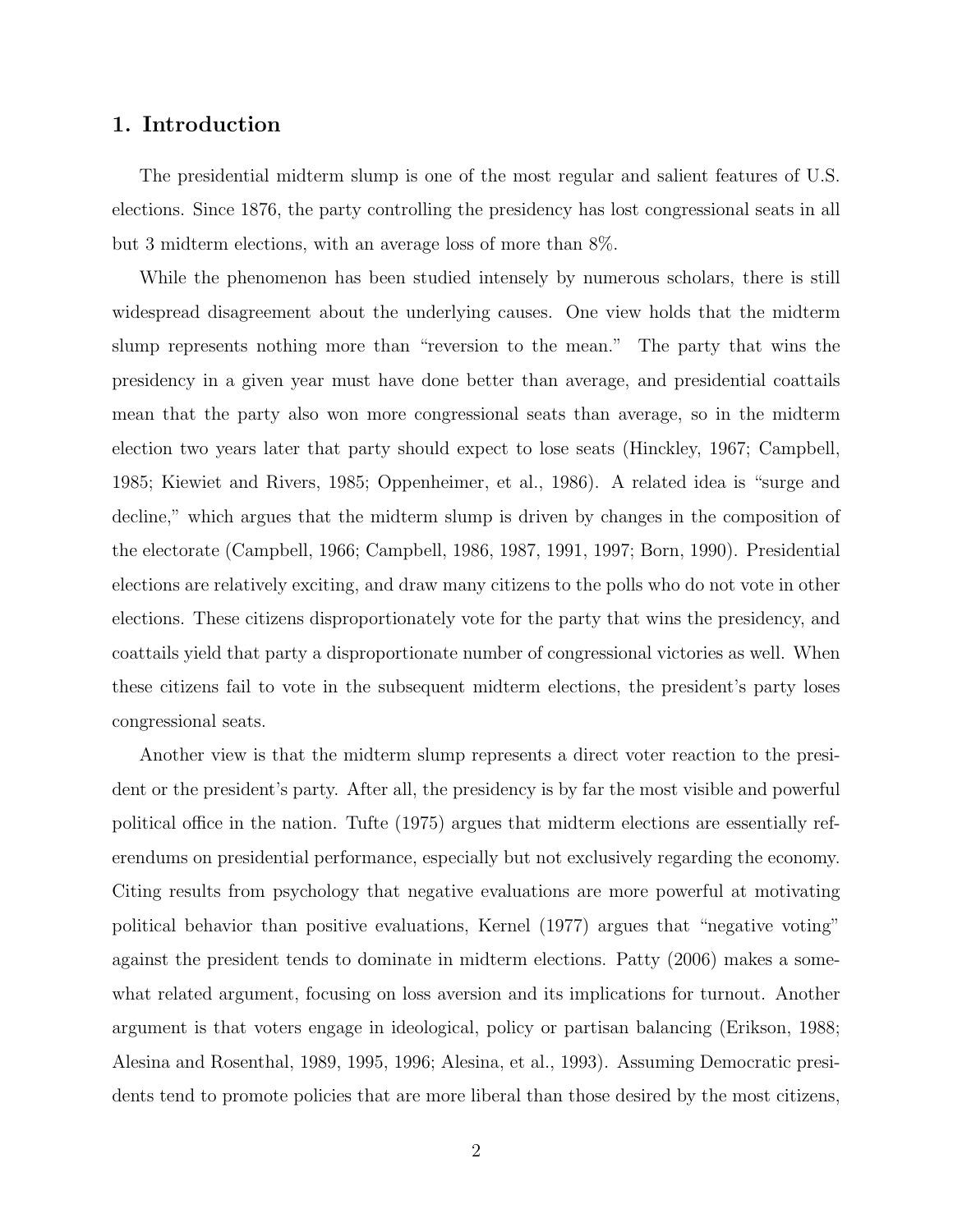## 1. Introduction

The presidential midterm slump is one of the most regular and salient features of U.S. elections. Since 1876, the party controlling the presidency has lost congressional seats in all but 3 midterm elections, with an average loss of more than 8%.

While the phenomenon has been studied intensely by numerous scholars, there is still widespread disagreement about the underlying causes. One view holds that the midterm slump represents nothing more than "reversion to the mean." The party that wins the presidency in a given year must have done better than average, and presidential coattails mean that the party also won more congressional seats than average, so in the midterm election two years later that party should expect to lose seats (Hinckley, 1967; Campbell, 1985; Kiewiet and Rivers, 1985; Oppenheimer, et al., 1986). A related idea is "surge and decline," which argues that the midterm slump is driven by changes in the composition of the electorate (Campbell, 1966; Campbell, 1986, 1987, 1991, 1997; Born, 1990). Presidential elections are relatively exciting, and draw many citizens to the polls who do not vote in other elections. These citizens disproportionately vote for the party that wins the presidency, and coattails yield that party a disproportionate number of congressional victories as well. When these citizens fail to vote in the subsequent midterm elections, the president's party loses congressional seats.

Another view is that the midterm slump represents a direct voter reaction to the president or the president's party. After all, the presidency is by far the most visible and powerful political office in the nation. Tufte (1975) argues that midterm elections are essentially referendums on presidential performance, especially but not exclusively regarding the economy. Citing results from psychology that negative evaluations are more powerful at motivating political behavior than positive evaluations, Kernel (1977) argues that "negative voting" against the president tends to dominate in midterm elections. Patty (2006) makes a somewhat related argument, focusing on loss aversion and its implications for turnout. Another argument is that voters engage in ideological, policy or partisan balancing (Erikson, 1988; Alesina and Rosenthal, 1989, 1995, 1996; Alesina, et al., 1993). Assuming Democratic presidents tend to promote policies that are more liberal than those desired by the most citizens,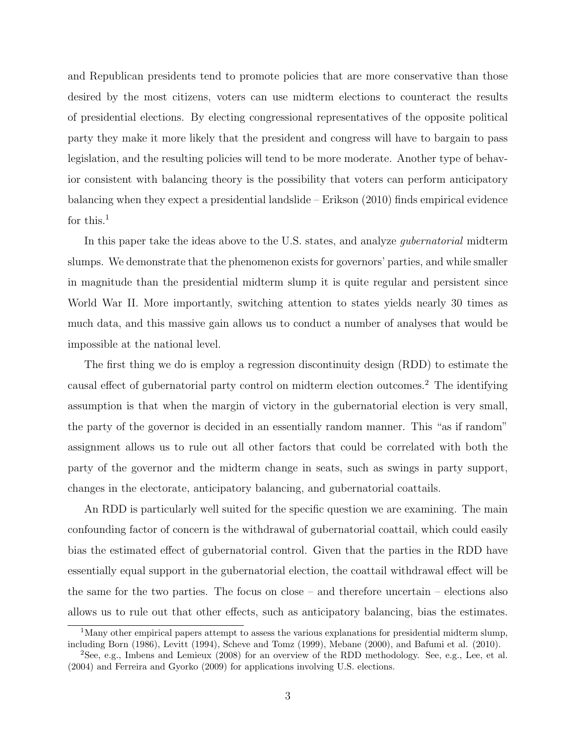and Republican presidents tend to promote policies that are more conservative than those desired by the most citizens, voters can use midterm elections to counteract the results of presidential elections. By electing congressional representatives of the opposite political party they make it more likely that the president and congress will have to bargain to pass legislation, and the resulting policies will tend to be more moderate. Another type of behavior consistent with balancing theory is the possibility that voters can perform anticipatory balancing when they expect a presidential landslide – Erikson (2010) finds empirical evidence for this.[1]

In this paper take the ideas above to the U.S. states, and analyze *gubernatorial* midterm slumps. We demonstrate that the phenomenon exists for governors' parties, and while smaller in magnitude than the presidential midterm slump it is quite regular and persistent since World War II. More importantly, switching attention to states yields nearly 30 times as much data, and this massive gain allows us to conduct a number of analyses that would be impossible at the national level.

The first thing we do is employ a regression discontinuity design (RDD) to estimate the causal effect of gubernatorial party control on midterm election outcomes.[2] The identifying assumption is that when the margin of victory in the gubernatorial election is very small, the party of the governor is decided in an essentially random manner. This "as if random" assignment allows us to rule out all other factors that could be correlated with both the party of the governor and the midterm change in seats, such as swings in party support, changes in the electorate, anticipatory balancing, and gubernatorial coattails.

An RDD is particularly well suited for the specific question we are examining. The main confounding factor of concern is the withdrawal of gubernatorial coattail, which could easily bias the estimated effect of gubernatorial control. Given that the parties in the RDD have essentially equal support in the gubernatorial election, the coattail withdrawal effect will be the same for the two parties. The focus on close – and therefore uncertain – elections also allows us to rule out that other effects, such as anticipatory balancing, bias the estimates.

[1] Many other empirical papers attempt to assess the various explanations for presidential midterm slump, including Born (1986), Levitt (1994), Scheve and Tomz (1999), Mebane (2000), and Bafumi et al. (2010).

[2] See, e.g., Imbens and Lemieux (2008) for an overview of the RDD methodology. See, e.g., Lee, et al. (2004) and Ferreira and Gyorko (2009) for applications involving U.S. elections.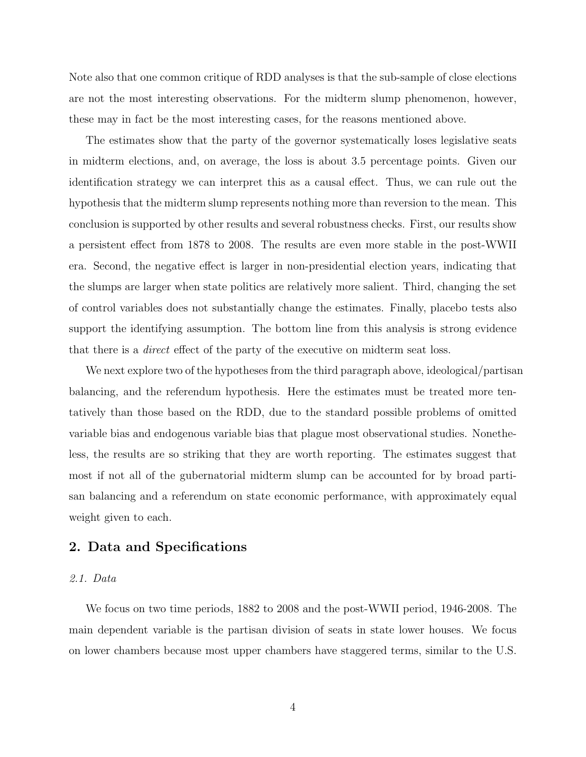Note also that one common critique of RDD analyses is that the sub-sample of close elections are not the most interesting observations. For the midterm slump phenomenon, however, these may in fact be the most interesting cases, for the reasons mentioned above.

The estimates show that the party of the governor systematically loses legislative seats in midterm elections, and, on average, the loss is about 3.5 percentage points. Given our identification strategy we can interpret this as a causal effect. Thus, we can rule out the hypothesis that the midterm slump represents nothing more than reversion to the mean. This conclusion is supported by other results and several robustness checks. First, our results show a persistent effect from 1878 to 2008. The results are even more stable in the post-WWII era. Second, the negative effect is larger in non-presidential election years, indicating that the slumps are larger when state politics are relatively more salient. Third, changing the set of control variables does not substantially change the estimates. Finally, placebo tests also support the identifying assumption. The bottom line from this analysis is strong evidence that there is a *direct* effect of the party of the executive on midterm seat loss.

We next explore two of the hypotheses from the third paragraph above, ideological/partisan balancing, and the referendum hypothesis. Here the estimates must be treated more tentatively than those based on the RDD, due to the standard possible problems of omitted variable bias and endogenous variable bias that plague most observational studies. Nonetheless, the results are so striking that they are worth reporting. The estimates suggest that most if not all of the gubernatorial midterm slump can be accounted for by broad partisan balancing and a referendum on state economic performance, with approximately equal weight given to each.

## 2. Data and Specifications

### *2.1. Data*

We focus on two time periods, 1882 to 2008 and the post-WWII period, 1946-2008. The main dependent variable is the partisan division of seats in state lower houses. We focus on lower chambers because most upper chambers have staggered terms, similar to the U.S.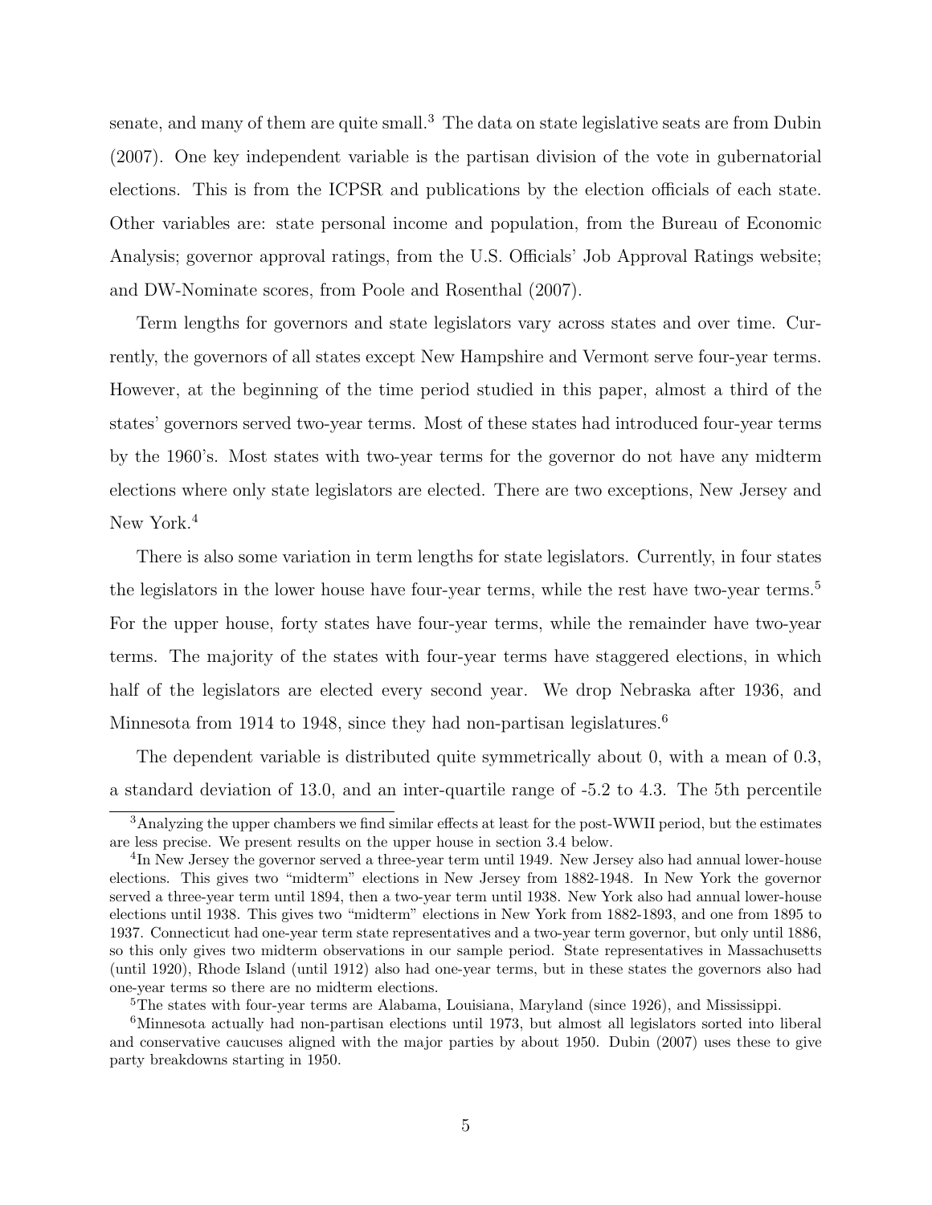senate, and many of them are quite small.[3] The data on state legislative seats are from Dubin (2007). One key independent variable is the partisan division of the vote in gubernatorial elections. This is from the ICPSR and publications by the election officials of each state. Other variables are: state personal income and population, from the Bureau of Economic Analysis; governor approval ratings, from the U.S. Officials' Job Approval Ratings website; and DW-Nominate scores, from Poole and Rosenthal (2007).

Term lengths for governors and state legislators vary across states and over time. Currently, the governors of all states except New Hampshire and Vermont serve four-year terms. However, at the beginning of the time period studied in this paper, almost a third of the states' governors served two-year terms. Most of these states had introduced four-year terms by the 1960's. Most states with two-year terms for the governor do not have any midterm elections where only state legislators are elected. There are two exceptions, New Jersey and New York.[4]

There is also some variation in term lengths for state legislators. Currently, in four states the legislators in the lower house have four-year terms, while the rest have two-year terms.[5] For the upper house, forty states have four-year terms, while the remainder have two-year terms. The majority of the states with four-year terms have staggered elections, in which half of the legislators are elected every second year. We drop Nebraska after 1936, and Minnesota from 1914 to 1948, since they had non-partisan legislatures.[6]

The dependent variable is distributed quite symmetrically about 0, with a mean of 0.3, a standard deviation of 13.0, and an inter-quartile range of -5.2 to 4.3. The 5th percentile

---

[3] Analyzing the upper chambers we find similar effects at least for the post-WWII period, but the estimates are less precise. We present results on the upper house in section 3.4 below.

[4] In New Jersey the governor served a three-year term until 1949. New Jersey also had annual lower-house elections. This gives two "midterm" elections in New Jersey from 1882-1948. In New York the governor served a three-year term until 1894, then a two-year term until 1938. New York also had annual lower-house elections until 1938. This gives two "midterm" elections in New York from 1882-1893, and one from 1895 to 1937. Connecticut had one-year term state representatives and a two-year term governor, but only until 1886, so this only gives two midterm observations in our sample period. State representatives in Massachusetts (until 1920), Rhode Island (until 1912) also had one-year terms, but in these states the governors also had one-year terms so there are no midterm elections.

[5] The states with four-year terms are Alabama, Louisiana, Maryland (since 1926), and Mississippi.

[6] Minnesota actually had non-partisan elections until 1973, but almost all legislators sorted into liberal and conservative caucuses aligned with the major parties by about 1950. Dubin (2007) uses these to give party breakdowns starting in 1950.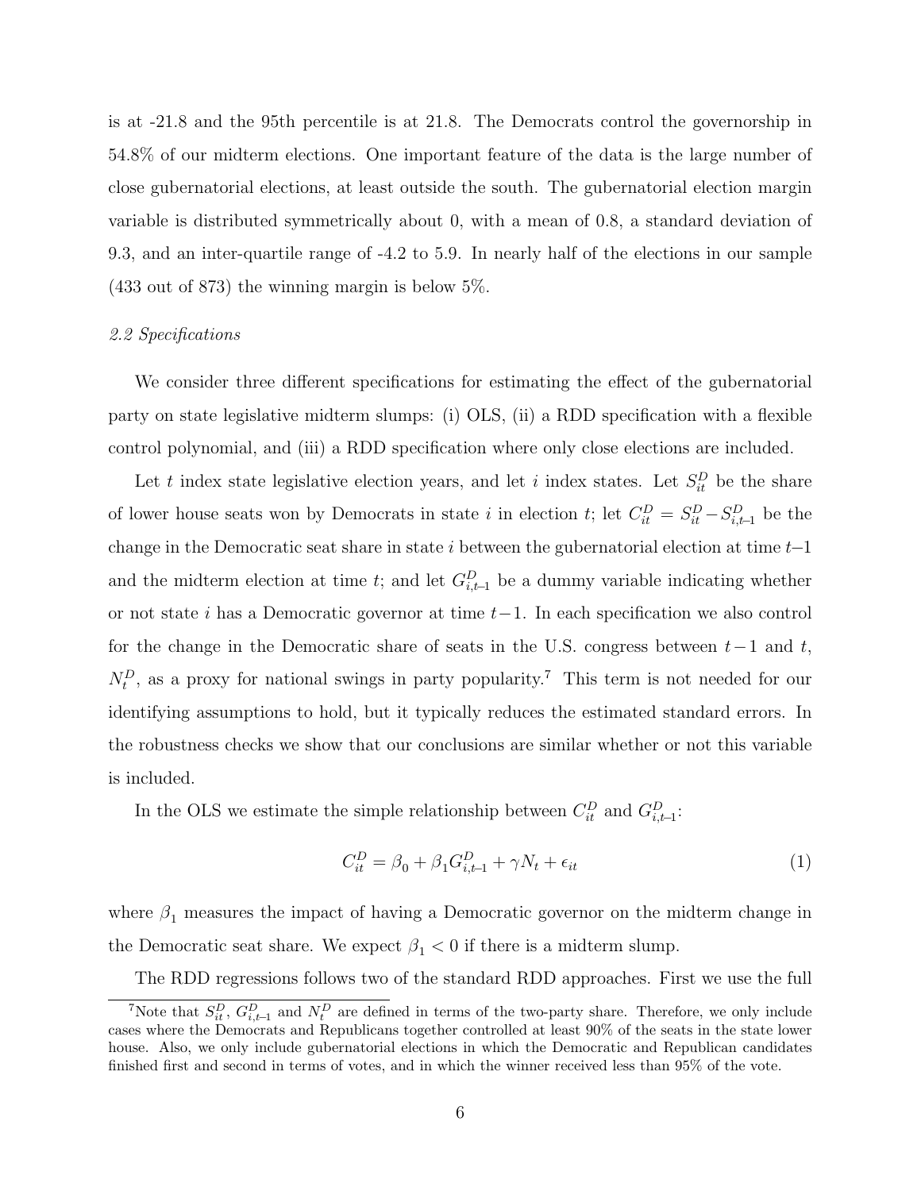is at -21.8 and the 95th percentile is at 21.8. The Democrats control the governorship in 54.8% of our midterm elections. One important feature of the data is the large number of close gubernatorial elections, at least outside the south. The gubernatorial election margin variable is distributed symmetrically about 0, with a mean of 0.8, a standard deviation of 9.3, and an inter-quartile range of -4.2 to 5.9. In nearly half of the elections in our sample (433 out of 873) the winning margin is below 5%.

*2.2 Specifications*

We consider three different specifications for estimating the effect of the gubernatorial party on state legislative midterm slumps: (i) OLS, (ii) a RDD specification with a flexible control polynomial, and (iii) a RDD specification where only close elections are included.

Let $t$ index state legislative election years, and let $i$ index states. Let $S^D_{it}$ be the share of lower house seats won by Democrats in state $i$ in election $t$; let $C^D_{it} = S^D_{it} - S^D_{i,t-1}$ be the change in the Democratic seat share in state $i$ between the gubernatorial election at time $t$–1 and the midterm election at time $t$; and let $G^D_{i,t-1}$ be a dummy variable indicating whether or not state $i$ has a Democratic governor at time $t-1$. In each specification we also control for the change in the Democratic share of seats in the U.S. congress between $t-1$ and $t$, $N^D_t$, as a proxy for national swings in party popularity.[7] This term is not needed for our identifying assumptions to hold, but it typically reduces the estimated standard errors. In the robustness checks we show that our conclusions are similar whether or not this variable is included.

In the OLS we estimate the simple relationship between $C^D_{it}$ and $G^D_{i,t-1}$:

$$C^D_{it} = \beta_0 + \beta_1 G^D_{i,t-1} + \gamma N_t + \epsilon_{it} \tag{1}$$

where $\beta_1$ measures the impact of having a Democratic governor on the midterm change in the Democratic seat share. We expect $\beta_1 < 0$ if there is a midterm slump.

The RDD regressions follows two of the standard RDD approaches. First we use the full

[7]Note that $S^D_{it}$, $G^D_{i,t-1}$ and $N^D_t$ are defined in terms of the two-party share. Therefore, we only include cases where the Democrats and Republicans together controlled at least 90% of the seats in the state lower house. Also, we only include gubernatorial elections in which the Democratic and Republican candidates finished first and second in terms of votes, and in which the winner received less than 95% of the vote.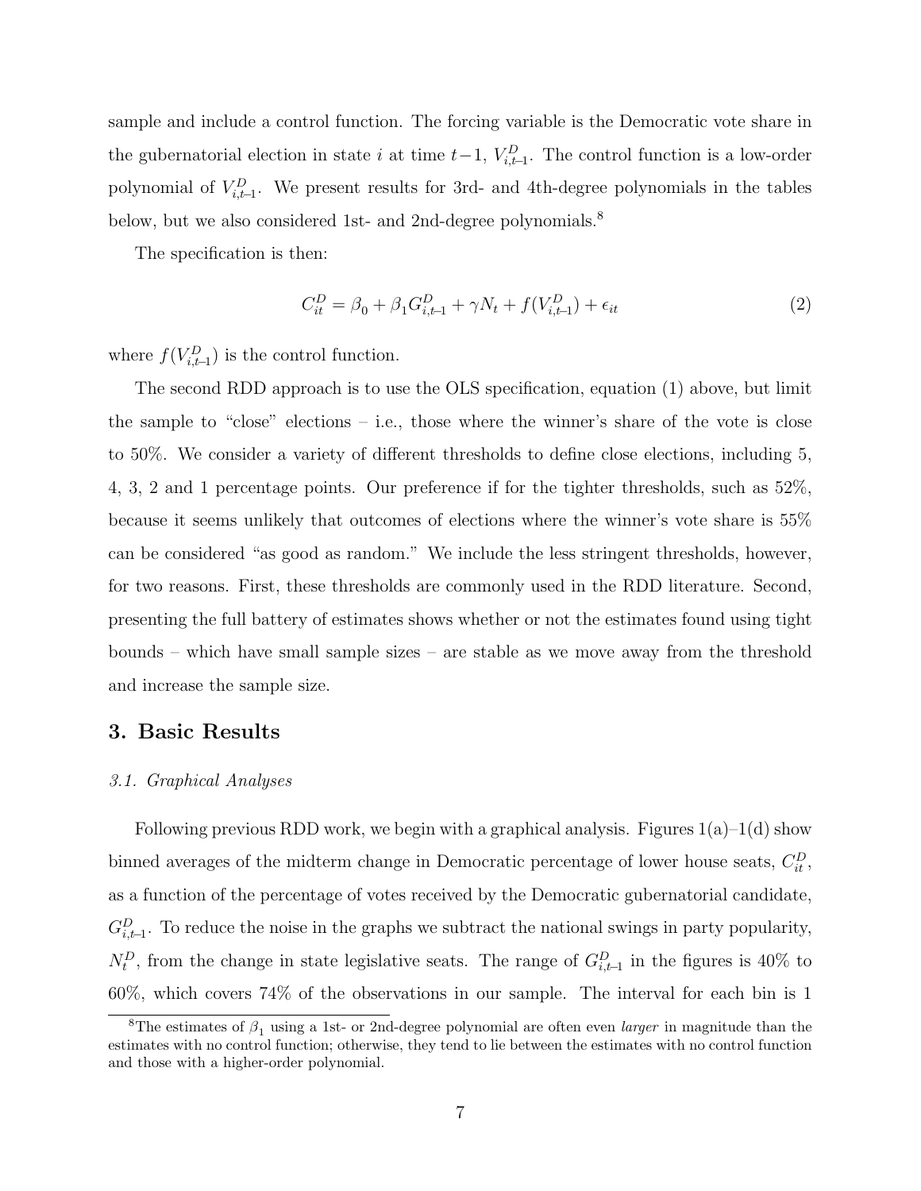sample and include a control function. The forcing variable is the Democratic vote share in the gubernatorial election in state $i$ at time $t-1$, $V_{i,t-1}^{D}$. The control function is a low-order polynomial of $V_{i,t-1}^{D}$. We present results for 3rd- and 4th-degree polynomials in the tables below, but we also considered 1st- and 2nd-degree polynomials.[8]

The specification is then:

$$C_{it}^{D} = \beta_0 + \beta_1 G_{i,t-1}^{D} + \gamma N_t + f(V_{i,t-1}^{D}) + \epsilon_{it} \tag{2}$$

where $f(V_{i,t-1}^{D})$ is the control function.

The second RDD approach is to use the OLS specification, equation (1) above, but limit the sample to "close" elections – i.e., those where the winner's share of the vote is close to 50%. We consider a variety of different thresholds to define close elections, including 5, 4, 3, 2 and 1 percentage points. Our preference if for the tighter thresholds, such as 52%, because it seems unlikely that outcomes of elections where the winner's vote share is 55% can be considered "as good as random." We include the less stringent thresholds, however, for two reasons. First, these thresholds are commonly used in the RDD literature. Second, presenting the full battery of estimates shows whether or not the estimates found using tight bounds – which have small sample sizes – are stable as we move away from the threshold and increase the sample size.

## 3. Basic Results

### *3.1. Graphical Analyses*

Following previous RDD work, we begin with a graphical analysis. Figures 1(a)–1(d) show binned averages of the midterm change in Democratic percentage of lower house seats, $C_{it}^{D}$, as a function of the percentage of votes received by the Democratic gubernatorial candidate, $G_{i,t-1}^{D}$. To reduce the noise in the graphs we subtract the national swings in party popularity, $N_t^D$, from the change in state legislative seats. The range of $G_{i,t-1}^{D}$ in the figures is 40% to 60%, which covers 74% of the observations in our sample. The interval for each bin is 1

[8] The estimates of $\beta_1$ using a 1st- or 2nd-degree polynomial are often even *larger* in magnitude than the estimates with no control function; otherwise, they tend to lie between the estimates with no control function and those with a higher-order polynomial.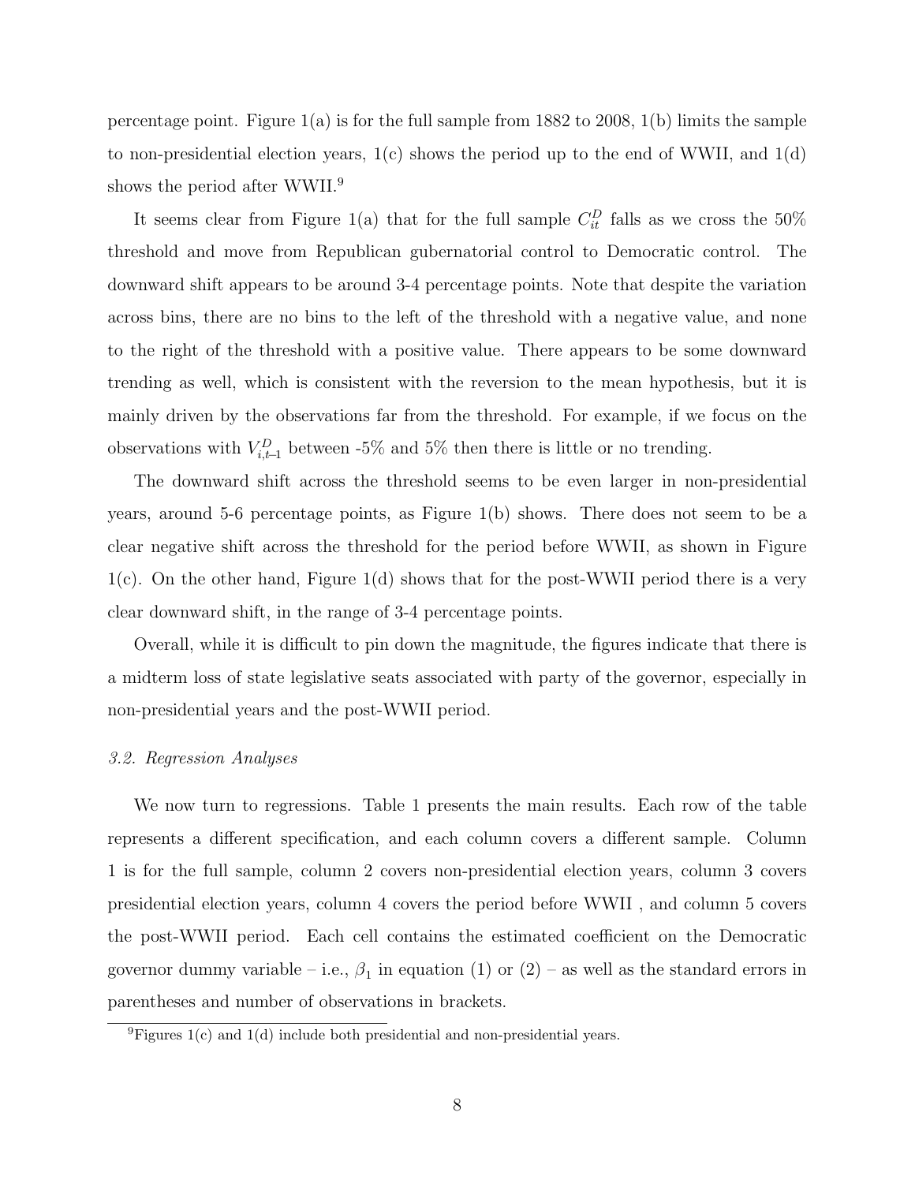percentage point. Figure 1(a) is for the full sample from 1882 to 2008, 1(b) limits the sample to non-presidential election years, 1(c) shows the period up to the end of WWII, and 1(d) shows the period after WWII.[9]

It seems clear from Figure 1(a) that for the full sample $C_{it}^{D}$ falls as we cross the 50% threshold and move from Republican gubernatorial control to Democratic control. The downward shift appears to be around 3-4 percentage points. Note that despite the variation across bins, there are no bins to the left of the threshold with a negative value, and none to the right of the threshold with a positive value. There appears to be some downward trending as well, which is consistent with the reversion to the mean hypothesis, but it is mainly driven by the observations far from the threshold. For example, if we focus on the observations with $V_{i,t-1}^{D}$ between -5% and 5% then there is little or no trending.

The downward shift across the threshold seems to be even larger in non-presidential years, around 5-6 percentage points, as Figure 1(b) shows. There does not seem to be a clear negative shift across the threshold for the period before WWII, as shown in Figure 1(c). On the other hand, Figure 1(d) shows that for the post-WWII period there is a very clear downward shift, in the range of 3-4 percentage points.

Overall, while it is difficult to pin down the magnitude, the figures indicate that there is a midterm loss of state legislative seats associated with party of the governor, especially in non-presidential years and the post-WWII period.

### *3.2. Regression Analyses*

We now turn to regressions. Table 1 presents the main results. Each row of the table represents a different specification, and each column covers a different sample. Column 1 is for the full sample, column 2 covers non-presidential election years, column 3 covers presidential election years, column 4 covers the period before WWII , and column 5 covers the post-WWII period. Each cell contains the estimated coefficient on the Democratic governor dummy variable – i.e., $\beta_1$ in equation (1) or (2) – as well as the standard errors in parentheses and number of observations in brackets.

[9] Figures 1(c) and 1(d) include both presidential and non-presidential years.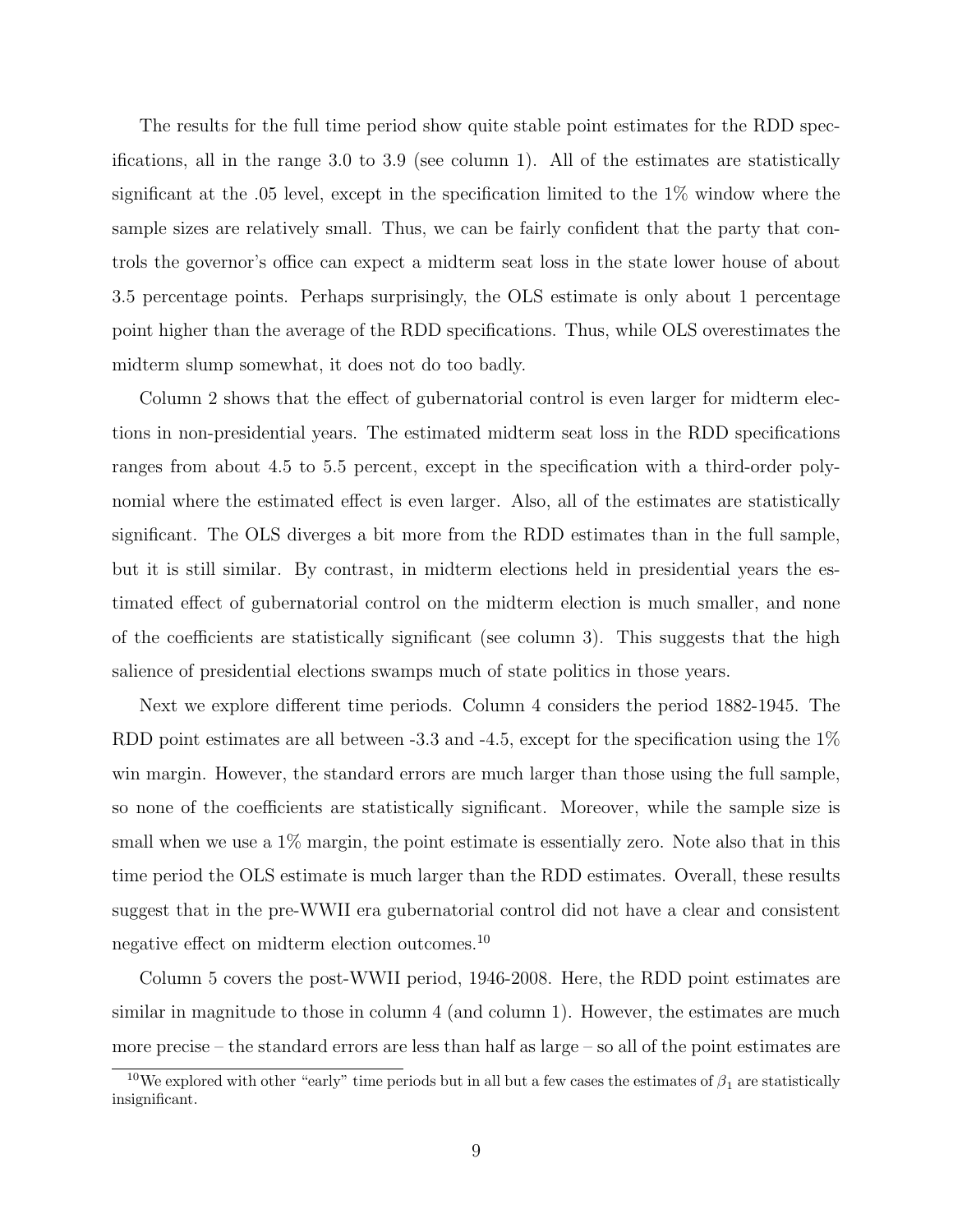The results for the full time period show quite stable point estimates for the RDD specifications, all in the range 3.0 to 3.9 (see column 1). All of the estimates are statistically significant at the .05 level, except in the specification limited to the 1% window where the sample sizes are relatively small. Thus, we can be fairly confident that the party that controls the governor's office can expect a midterm seat loss in the state lower house of about 3.5 percentage points. Perhaps surprisingly, the OLS estimate is only about 1 percentage point higher than the average of the RDD specifications. Thus, while OLS overestimates the midterm slump somewhat, it does not do too badly.

Column 2 shows that the effect of gubernatorial control is even larger for midterm elections in non-presidential years. The estimated midterm seat loss in the RDD specifications ranges from about 4.5 to 5.5 percent, except in the specification with a third-order polynomial where the estimated effect is even larger. Also, all of the estimates are statistically significant. The OLS diverges a bit more from the RDD estimates than in the full sample, but it is still similar. By contrast, in midterm elections held in presidential years the estimated effect of gubernatorial control on the midterm election is much smaller, and none of the coefficients are statistically significant (see column 3). This suggests that the high salience of presidential elections swamps much of state politics in those years.

Next we explore different time periods. Column 4 considers the period 1882-1945. The RDD point estimates are all between -3.3 and -4.5, except for the specification using the 1% win margin. However, the standard errors are much larger than those using the full sample, so none of the coefficients are statistically significant. Moreover, while the sample size is small when we use a 1% margin, the point estimate is essentially zero. Note also that in this time period the OLS estimate is much larger than the RDD estimates. Overall, these results suggest that in the pre-WWII era gubernatorial control did not have a clear and consistent negative effect on midterm election outcomes.[10]

Column 5 covers the post-WWII period, 1946-2008. Here, the RDD point estimates are similar in magnitude to those in column 4 (and column 1). However, the estimates are much more precise – the standard errors are less than half as large – so all of the point estimates are

[10] We explored with other "early" time periods but in all but a few cases the estimates of $\beta_1$ are statistically insignificant.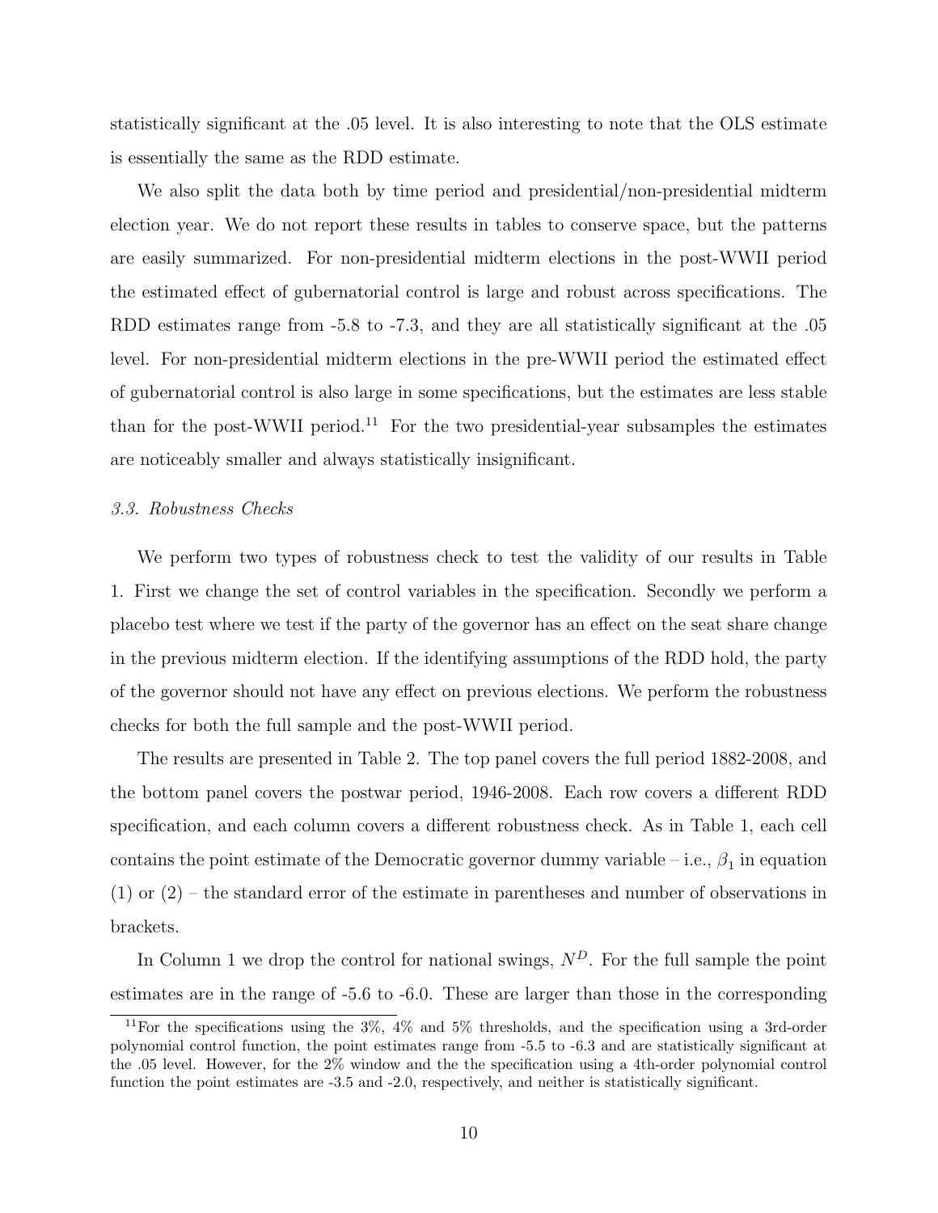statistically significant at the .05 level. It is also interesting to note that the OLS estimate is essentially the same as the RDD estimate.

We also split the data both by time period and presidential/non-presidential midterm election year. We do not report these results in tables to conserve space, but the patterns are easily summarized. For non-presidential midterm elections in the post-WWII period the estimated effect of gubernatorial control is large and robust across specifications. The RDD estimates range from -5.8 to -7.3, and they are all statistically significant at the .05 level. For non-presidential midterm elections in the pre-WWII period the estimated effect of gubernatorial control is also large in some specifications, but the estimates are less stable than for the post-WWII period.[11] For the two presidential-year subsamples the estimates are noticeably smaller and always statistically insignificant.

### *3.3. Robustness Checks*

We perform two types of robustness check to test the validity of our results in Table 1. First we change the set of control variables in the specification. Secondly we perform a placebo test where we test if the party of the governor has an effect on the seat share change in the previous midterm election. If the identifying assumptions of the RDD hold, the party of the governor should not have any effect on previous elections. We perform the robustness checks for both the full sample and the post-WWII period.

The results are presented in Table 2. The top panel covers the full period 1882-2008, and the bottom panel covers the postwar period, 1946-2008. Each row covers a different RDD specification, and each column covers a different robustness check. As in Table 1, each cell contains the point estimate of the Democratic governor dummy variable – i.e., $\beta_1$ in equation (1) or (2) – the standard error of the estimate in parentheses and number of observations in brackets.

In Column 1 we drop the control for national swings, $N^D$. For the full sample the point estimates are in the range of -5.6 to -6.0. These are larger than those in the corresponding

[11] For the specifications using the 3%, 4% and 5% thresholds, and the specification using a 3rd-order polynomial control function, the point estimates range from -5.5 to -6.3 and are statistically significant at the .05 level. However, for the 2% window and the the specification using a 4th-order polynomial control function the point estimates are -3.5 and -2.0, respectively, and neither is statistically significant.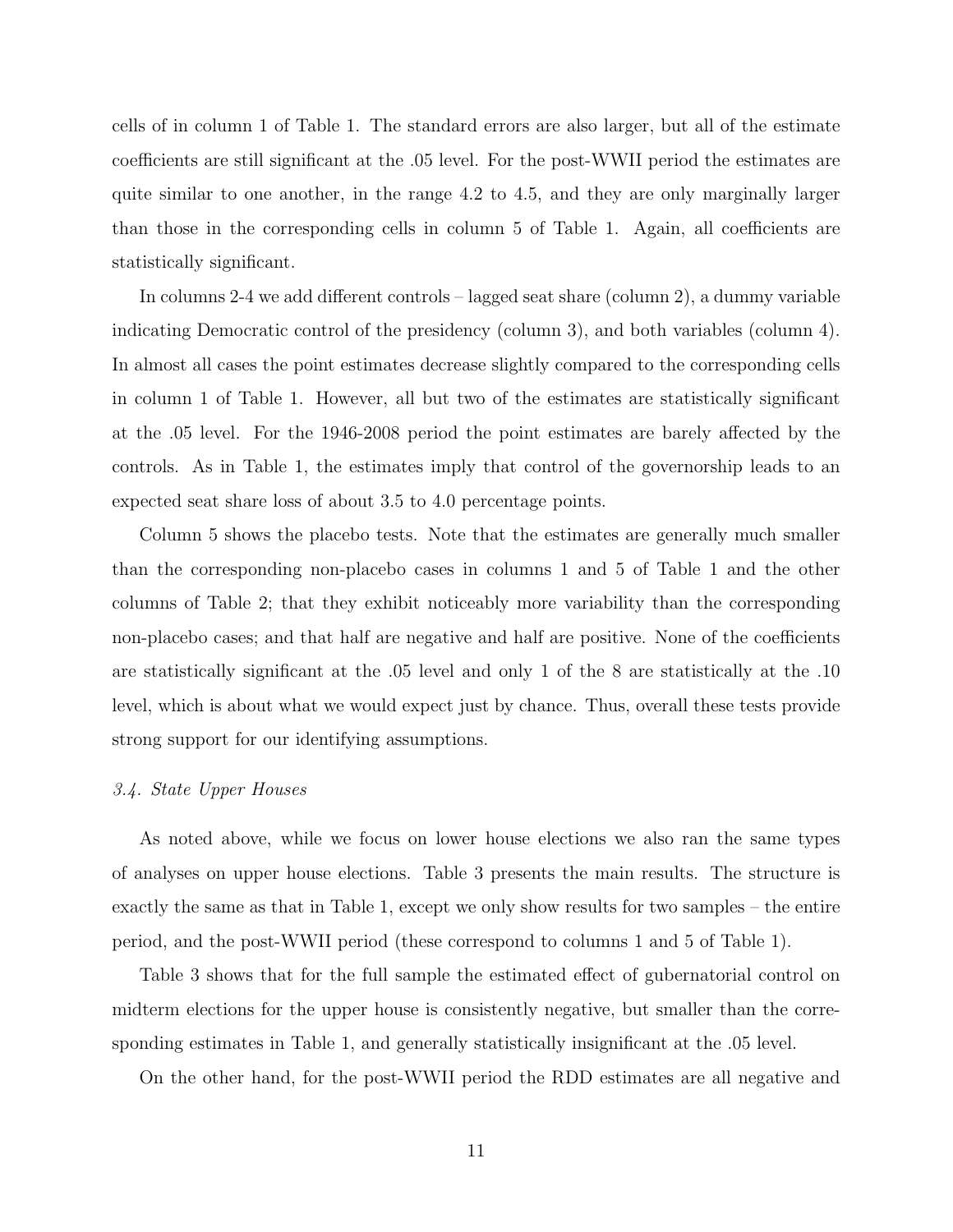cells of in column 1 of Table 1. The standard errors are also larger, but all of the estimate coefficients are still significant at the .05 level. For the post-WWII period the estimates are quite similar to one another, in the range 4.2 to 4.5, and they are only marginally larger than those in the corresponding cells in column 5 of Table 1. Again, all coefficients are statistically significant.

In columns 2-4 we add different controls – lagged seat share (column 2), a dummy variable indicating Democratic control of the presidency (column 3), and both variables (column 4). In almost all cases the point estimates decrease slightly compared to the corresponding cells in column 1 of Table 1. However, all but two of the estimates are statistically significant at the .05 level. For the 1946-2008 period the point estimates are barely affected by the controls. As in Table 1, the estimates imply that control of the governorship leads to an expected seat share loss of about 3.5 to 4.0 percentage points.

Column 5 shows the placebo tests. Note that the estimates are generally much smaller than the corresponding non-placebo cases in columns 1 and 5 of Table 1 and the other columns of Table 2; that they exhibit noticeably more variability than the corresponding non-placebo cases; and that half are negative and half are positive. None of the coefficients are statistically significant at the .05 level and only 1 of the 8 are statistically at the .10 level, which is about what we would expect just by chance. Thus, overall these tests provide strong support for our identifying assumptions.

### *3.4. State Upper Houses*

As noted above, while we focus on lower house elections we also ran the same types of analyses on upper house elections. Table 3 presents the main results. The structure is exactly the same as that in Table 1, except we only show results for two samples – the entire period, and the post-WWII period (these correspond to columns 1 and 5 of Table 1).

Table 3 shows that for the full sample the estimated effect of gubernatorial control on midterm elections for the upper house is consistently negative, but smaller than the corresponding estimates in Table 1, and generally statistically insignificant at the .05 level.

On the other hand, for the post-WWII period the RDD estimates are all negative and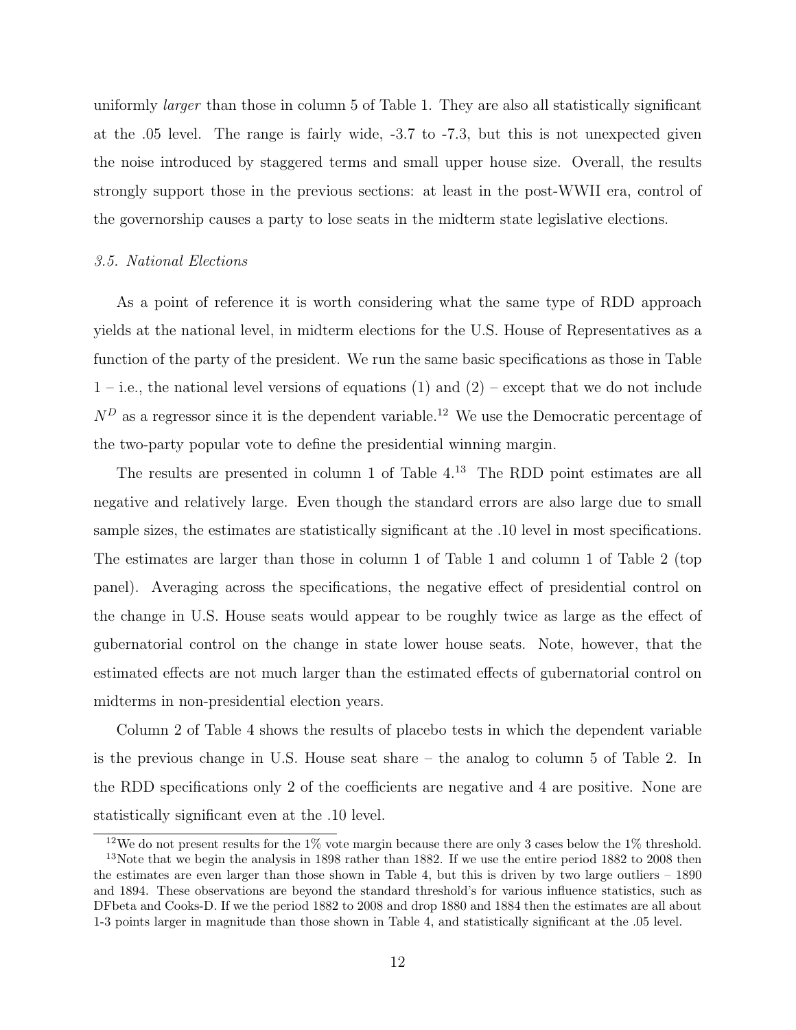uniformly *larger* than those in column 5 of Table 1. They are also all statistically significant at the .05 level. The range is fairly wide, -3.7 to -7.3, but this is not unexpected given the noise introduced by staggered terms and small upper house size. Overall, the results strongly support those in the previous sections: at least in the post-WWII era, control of the governorship causes a party to lose seats in the midterm state legislative elections.

### *3.5. National Elections*

As a point of reference it is worth considering what the same type of RDD approach yields at the national level, in midterm elections for the U.S. House of Representatives as a function of the party of the president. We run the same basic specifications as those in Table 1 – i.e., the national level versions of equations (1) and (2) – except that we do not include $N^D$ as a regressor since it is the dependent variable.[12] We use the Democratic percentage of the two-party popular vote to define the presidential winning margin.

The results are presented in column 1 of Table 4.[13] The RDD point estimates are all negative and relatively large. Even though the standard errors are also large due to small sample sizes, the estimates are statistically significant at the .10 level in most specifications. The estimates are larger than those in column 1 of Table 1 and column 1 of Table 2 (top panel). Averaging across the specifications, the negative effect of presidential control on the change in U.S. House seats would appear to be roughly twice as large as the effect of gubernatorial control on the change in state lower house seats. Note, however, that the estimated effects are not much larger than the estimated effects of gubernatorial control on midterms in non-presidential election years.

Column 2 of Table 4 shows the results of placebo tests in which the dependent variable is the previous change in U.S. House seat share – the analog to column 5 of Table 2. In the RDD specifications only 2 of the coefficients are negative and 4 are positive. None are statistically significant even at the .10 level.

[12] We do not present results for the 1% vote margin because there are only 3 cases below the 1% threshold.

[13] Note that we begin the analysis in 1898 rather than 1882. If we use the entire period 1882 to 2008 then the estimates are even larger than those shown in Table 4, but this is driven by two large outliers – 1890 and 1894. These observations are beyond the standard threshold's for various influence statistics, such as DFbeta and Cooks-D. If we the period 1882 to 2008 and drop 1880 and 1884 then the estimates are all about 1-3 points larger in magnitude than those shown in Table 4, and statistically significant at the .05 level.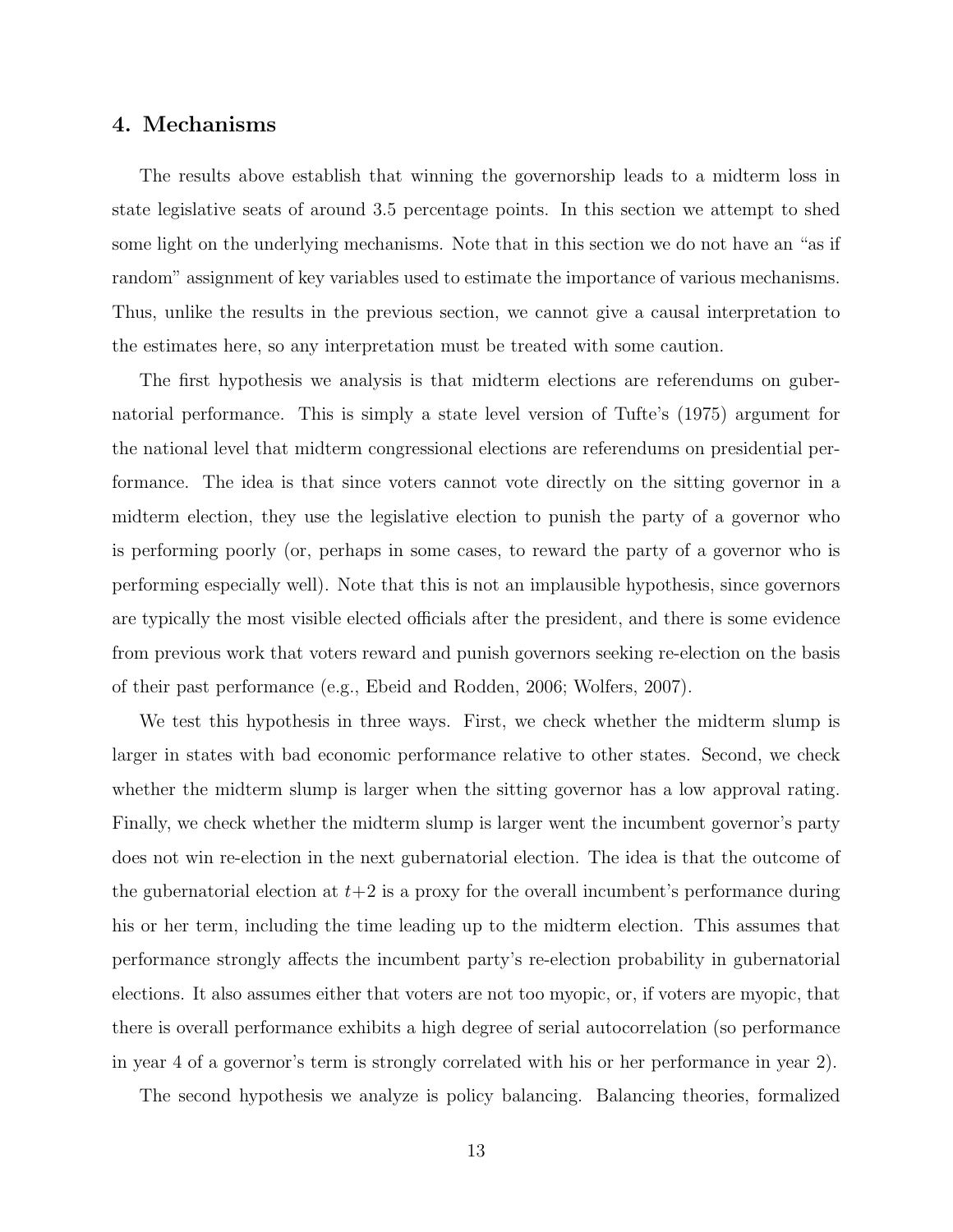## 4. Mechanisms

The results above establish that winning the governorship leads to a midterm loss in state legislative seats of around 3.5 percentage points. In this section we attempt to shed some light on the underlying mechanisms. Note that in this section we do not have an "as if random" assignment of key variables used to estimate the importance of various mechanisms. Thus, unlike the results in the previous section, we cannot give a causal interpretation to the estimates here, so any interpretation must be treated with some caution.

The first hypothesis we analysis is that midterm elections are referendums on gubernatorial performance. This is simply a state level version of Tufte's (1975) argument for the national level that midterm congressional elections are referendums on presidential performance. The idea is that since voters cannot vote directly on the sitting governor in a midterm election, they use the legislative election to punish the party of a governor who is performing poorly (or, perhaps in some cases, to reward the party of a governor who is performing especially well). Note that this is not an implausible hypothesis, since governors are typically the most visible elected officials after the president, and there is some evidence from previous work that voters reward and punish governors seeking re-election on the basis of their past performance (e.g., Ebeid and Rodden, 2006; Wolfers, 2007).

We test this hypothesis in three ways. First, we check whether the midterm slump is larger in states with bad economic performance relative to other states. Second, we check whether the midterm slump is larger when the sitting governor has a low approval rating. Finally, we check whether the midterm slump is larger went the incumbent governor's party does not win re-election in the next gubernatorial election. The idea is that the outcome of the gubernatorial election at $t+2$ is a proxy for the overall incumbent's performance during his or her term, including the time leading up to the midterm election. This assumes that performance strongly affects the incumbent party's re-election probability in gubernatorial elections. It also assumes either that voters are not too myopic, or, if voters are myopic, that there is overall performance exhibits a high degree of serial autocorrelation (so performance in year 4 of a governor's term is strongly correlated with his or her performance in year 2).

The second hypothesis we analyze is policy balancing. Balancing theories, formalized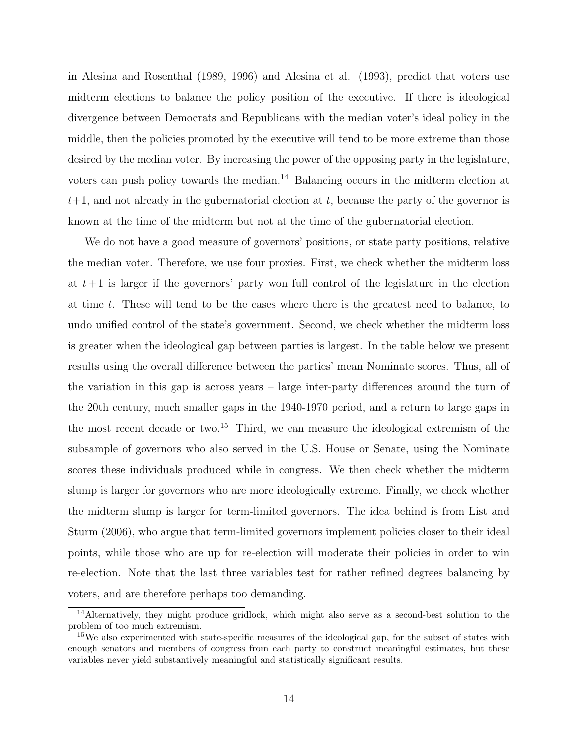in Alesina and Rosenthal (1989, 1996) and Alesina et al. (1993), predict that voters use midterm elections to balance the policy position of the executive. If there is ideological divergence between Democrats and Republicans with the median voter's ideal policy in the middle, then the policies promoted by the executive will tend to be more extreme than those desired by the median voter. By increasing the power of the opposing party in the legislature, voters can push policy towards the median.[14] Balancing occurs in the midterm election at $t+1$, and not already in the gubernatorial election at $t$, because the party of the governor is known at the time of the midterm but not at the time of the gubernatorial election.

We do not have a good measure of governors' positions, or state party positions, relative the median voter. Therefore, we use four proxies. First, we check whether the midterm loss at $t+1$ is larger if the governors' party won full control of the legislature in the election at time $t$. These will tend to be the cases where there is the greatest need to balance, to undo unified control of the state's government. Second, we check whether the midterm loss is greater when the ideological gap between parties is largest. In the table below we present results using the overall difference between the parties' mean Nominate scores. Thus, all of the variation in this gap is across years – large inter-party differences around the turn of the 20th century, much smaller gaps in the 1940-1970 period, and a return to large gaps in the most recent decade or two.[15] Third, we can measure the ideological extremism of the subsample of governors who also served in the U.S. House or Senate, using the Nominate scores these individuals produced while in congress. We then check whether the midterm slump is larger for governors who are more ideologically extreme. Finally, we check whether the midterm slump is larger for term-limited governors. The idea behind is from List and Sturm (2006), who argue that term-limited governors implement policies closer to their ideal points, while those who are up for re-election will moderate their policies in order to win re-election. Note that the last three variables test for rather refined degrees balancing by voters, and are therefore perhaps too demanding.

[14] Alternatively, they might produce gridlock, which might also serve as a second-best solution to the problem of too much extremism.

[15] We also experimented with state-specific measures of the ideological gap, for the subset of states with enough senators and members of congress from each party to construct meaningful estimates, but these variables never yield substantively meaningful and statistically significant results.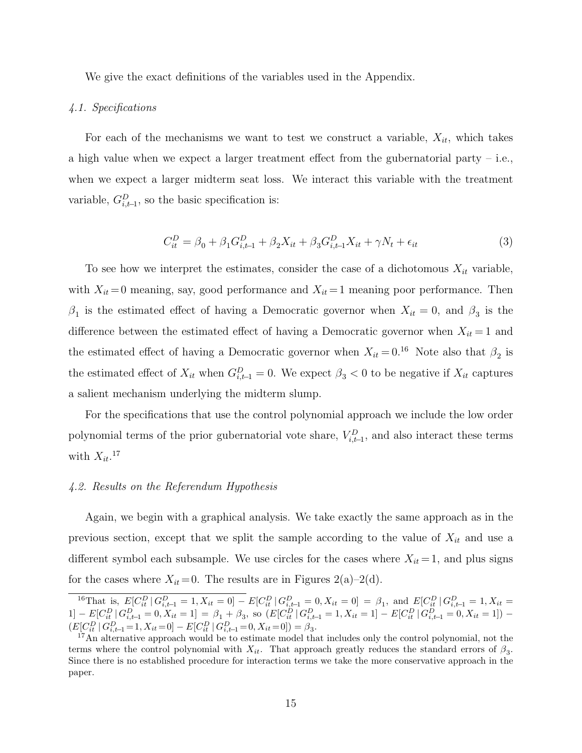We give the exact definitions of the variables used in the Appendix.

### *4.1. Specifications*

For each of the mechanisms we want to test we construct a variable, $X_{it}$, which takes a high value when we expect a larger treatment effect from the gubernatorial party – i.e., when we expect a larger midterm seat loss. We interact this variable with the treatment variable, $G^D_{i,t-1}$, so the basic specification is:

$$C^D_{it} = \beta_0 + \beta_1 G^D_{i,t-1} + \beta_2 X_{it} + \beta_3 G^D_{i,t-1} X_{it} + \gamma N_t + \epsilon_{it} \tag{3}$$

To see how we interpret the estimates, consider the case of a dichotomous $X_{it}$ variable, with $X_{it} = 0$ meaning, say, good performance and $X_{it} = 1$ meaning poor performance. Then $\beta_1$ is the estimated effect of having a Democratic governor when $X_{it} = 0$, and $\beta_3$ is the difference between the estimated effect of having a Democratic governor when $X_{it} = 1$ and the estimated effect of having a Democratic governor when $X_{it} = 0$.[16] Note also that $\beta_2$ is the estimated effect of $X_{it}$ when $G^D_{i,t-1} = 0$. We expect $\beta_3 < 0$ to be negative if $X_{it}$ captures a salient mechanism underlying the midterm slump.

For the specifications that use the control polynomial approach we include the low order polynomial terms of the prior gubernatorial vote share, $V^D_{i,t-1}$, and also interact these terms with $X_{it}$.[17]

### *4.2. Results on the Referendum Hypothesis*

Again, we begin with a graphical analysis. We take exactly the same approach as in the previous section, except that we split the sample according to the value of $X_{it}$ and use a different symbol each subsample. We use circles for the cases where $X_{it} = 1$, and plus signs for the cases where $X_{it} = 0$. The results are in Figures 2(a)–2(d).

---

[16] That is, $E[C^D_{it} \,|\, G^D_{i,t-1} = 1, X_{it} = 0] - E[C^D_{it} \,|\, G^D_{i,t-1} = 0, X_{it} = 0] = \beta_1$, and $E[C^D_{it} \,|\, G^D_{i,t-1} = 1, X_{it} = 1] - E[C^D_{it} \,|\, G^D_{i,t-1} = 0, X_{it} = 1] = \beta_1 + \beta_3$, so $(E[C^D_{it} \,|\, G^D_{i,t-1} = 1, X_{it} = 1] - E[C^D_{it} \,|\, G^D_{i,t-1} = 0, X_{it} = 1]) - (E[C^D_{it} \,|\, G^D_{i,t-1} = 1, X_{it} = 0] - E[C^D_{it} \,|\, G^D_{i,t-1} = 0, X_{it} = 0]) = \beta_3$.

[17] An alternative approach would be to estimate model that includes only the control polynomial, not the terms where the control polynomial with $X_{it}$. That approach greatly reduces the standard errors of $\beta_3$. Since there is no established procedure for interaction terms we take the more conservative approach in the paper.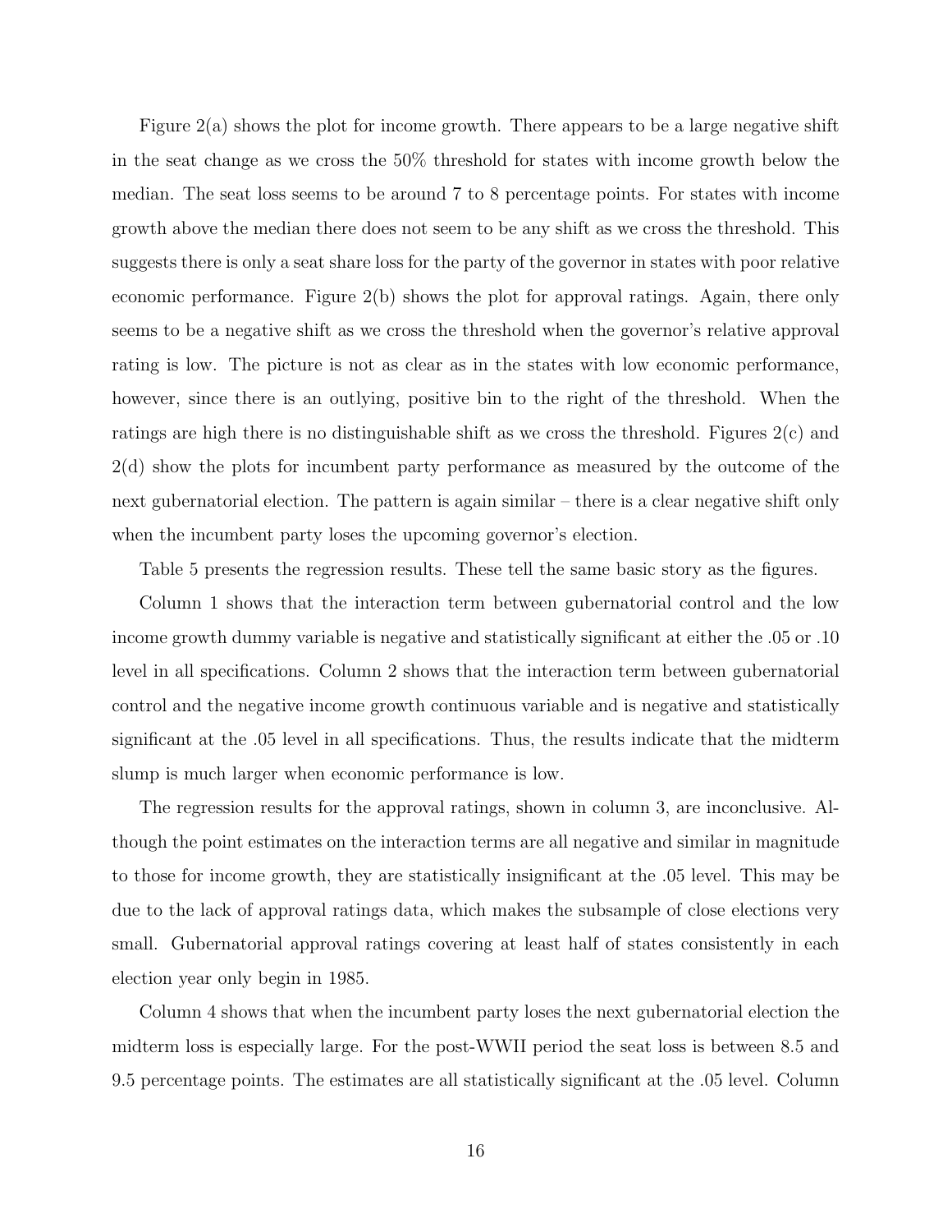Figure 2(a) shows the plot for income growth. There appears to be a large negative shift in the seat change as we cross the 50% threshold for states with income growth below the median. The seat loss seems to be around 7 to 8 percentage points. For states with income growth above the median there does not seem to be any shift as we cross the threshold. This suggests there is only a seat share loss for the party of the governor in states with poor relative economic performance. Figure 2(b) shows the plot for approval ratings. Again, there only seems to be a negative shift as we cross the threshold when the governor's relative approval rating is low. The picture is not as clear as in the states with low economic performance, however, since there is an outlying, positive bin to the right of the threshold. When the ratings are high there is no distinguishable shift as we cross the threshold. Figures 2(c) and 2(d) show the plots for incumbent party performance as measured by the outcome of the next gubernatorial election. The pattern is again similar – there is a clear negative shift only when the incumbent party loses the upcoming governor's election.

Table 5 presents the regression results. These tell the same basic story as the figures.

Column 1 shows that the interaction term between gubernatorial control and the low income growth dummy variable is negative and statistically significant at either the .05 or .10 level in all specifications. Column 2 shows that the interaction term between gubernatorial control and the negative income growth continuous variable and is negative and statistically significant at the .05 level in all specifications. Thus, the results indicate that the midterm slump is much larger when economic performance is low.

The regression results for the approval ratings, shown in column 3, are inconclusive. Although the point estimates on the interaction terms are all negative and similar in magnitude to those for income growth, they are statistically insignificant at the .05 level. This may be due to the lack of approval ratings data, which makes the subsample of close elections very small. Gubernatorial approval ratings covering at least half of states consistently in each election year only begin in 1985.

Column 4 shows that when the incumbent party loses the next gubernatorial election the midterm loss is especially large. For the post-WWII period the seat loss is between 8.5 and 9.5 percentage points. The estimates are all statistically significant at the .05 level. Column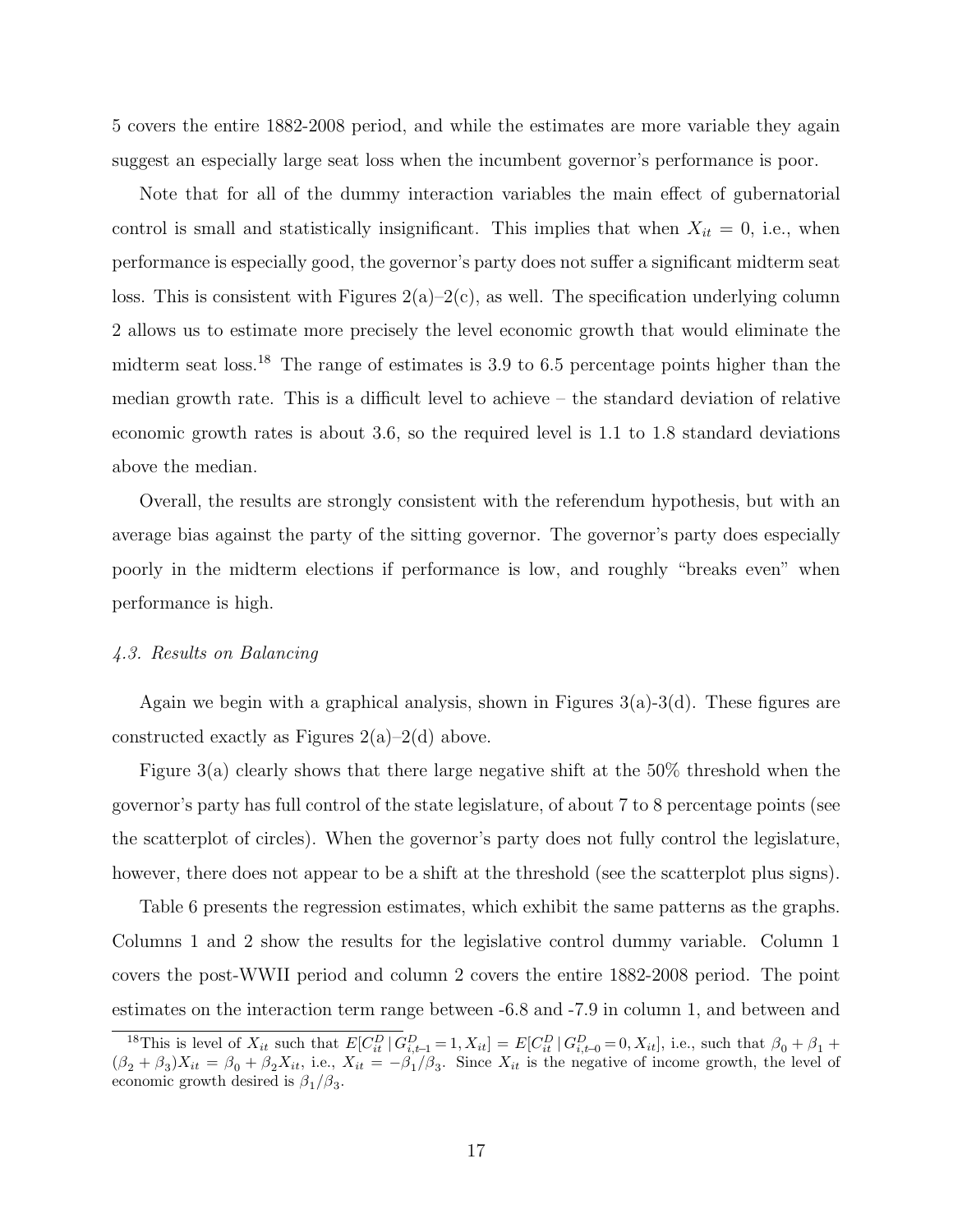5 covers the entire 1882-2008 period, and while the estimates are more variable they again suggest an especially large seat loss when the incumbent governor's performance is poor.

Note that for all of the dummy interaction variables the main effect of gubernatorial control is small and statistically insignificant. This implies that when $X_{it} = 0$, i.e., when performance is especially good, the governor's party does not suffer a significant midterm seat loss. This is consistent with Figures 2(a)–2(c), as well. The specification underlying column 2 allows us to estimate more precisely the level economic growth that would eliminate the midterm seat loss.[18] The range of estimates is 3.9 to 6.5 percentage points higher than the median growth rate. This is a difficult level to achieve – the standard deviation of relative economic growth rates is about 3.6, so the required level is 1.1 to 1.8 standard deviations above the median.

Overall, the results are strongly consistent with the referendum hypothesis, but with an average bias against the party of the sitting governor. The governor's party does especially poorly in the midterm elections if performance is low, and roughly "breaks even" when performance is high.

### *4.3. Results on Balancing*

Again we begin with a graphical analysis, shown in Figures 3(a)-3(d). These figures are constructed exactly as Figures 2(a)–2(d) above.

Figure 3(a) clearly shows that there large negative shift at the 50% threshold when the governor's party has full control of the state legislature, of about 7 to 8 percentage points (see the scatterplot of circles). When the governor's party does not fully control the legislature, however, there does not appear to be a shift at the threshold (see the scatterplot plus signs).

Table 6 presents the regression estimates, which exhibit the same patterns as the graphs. Columns 1 and 2 show the results for the legislative control dummy variable. Column 1 covers the post-WWII period and column 2 covers the entire 1882-2008 period. The point estimates on the interaction term range between -6.8 and -7.9 in column 1, and between and

[18] This is level of $X_{it}$ such that $E[C^D_{it} \,|\, G^D_{i,t-1} = 1, X_{it}] = E[C^D_{it} \,|\, G^D_{i,t-0} = 0, X_{it}]$, i.e., such that $\beta_0 + \beta_1 + (\beta_2 + \beta_3)X_{it} = \beta_0 + \beta_2 X_{it}$, i.e., $X_{it} = -\beta_1/\beta_3$. Since $X_{it}$ is the negative of income growth, the level of economic growth desired is $\beta_1/\beta_3$.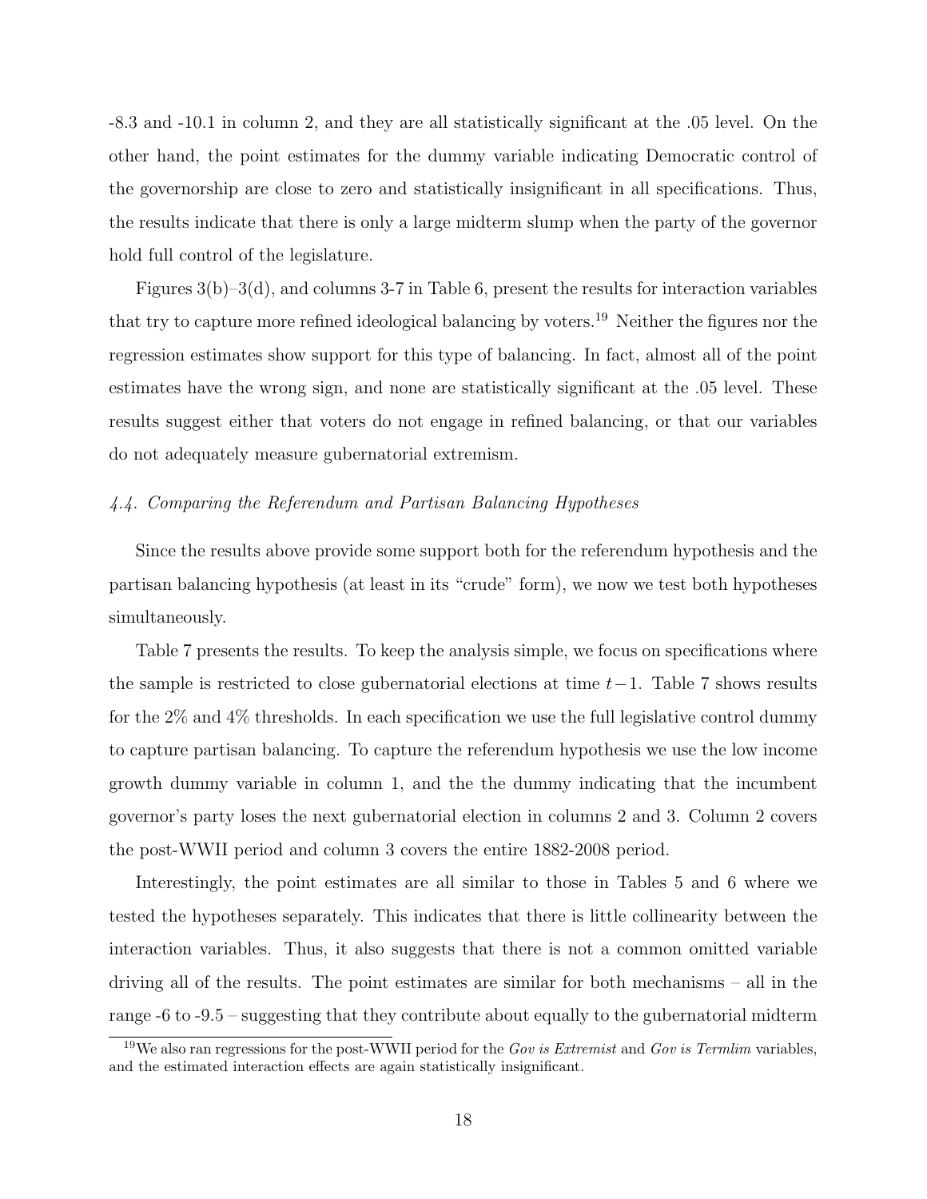-8.3 and -10.1 in column 2, and they are all statistically significant at the .05 level. On the other hand, the point estimates for the dummy variable indicating Democratic control of the governorship are close to zero and statistically insignificant in all specifications. Thus, the results indicate that there is only a large midterm slump when the party of the governor hold full control of the legislature.

Figures 3(b)–3(d), and columns 3-7 in Table 6, present the results for interaction variables that try to capture more refined ideological balancing by voters.[19] Neither the figures nor the regression estimates show support for this type of balancing. In fact, almost all of the point estimates have the wrong sign, and none are statistically significant at the .05 level. These results suggest either that voters do not engage in refined balancing, or that our variables do not adequately measure gubernatorial extremism.

### *4.4. Comparing the Referendum and Partisan Balancing Hypotheses*

Since the results above provide some support both for the referendum hypothesis and the partisan balancing hypothesis (at least in its "crude" form), we now we test both hypotheses simultaneously.

Table 7 presents the results. To keep the analysis simple, we focus on specifications where the sample is restricted to close gubernatorial elections at time $t-1$. Table 7 shows results for the 2% and 4% thresholds. In each specification we use the full legislative control dummy to capture partisan balancing. To capture the referendum hypothesis we use the low income growth dummy variable in column 1, and the the dummy indicating that the incumbent governor's party loses the next gubernatorial election in columns 2 and 3. Column 2 covers the post-WWII period and column 3 covers the entire 1882-2008 period.

Interestingly, the point estimates are all similar to those in Tables 5 and 6 where we tested the hypotheses separately. This indicates that there is little collinearity between the interaction variables. Thus, it also suggests that there is not a common omitted variable driving all of the results. The point estimates are similar for both mechanisms – all in the range -6 to -9.5 – suggesting that they contribute about equally to the gubernatorial midterm

[19] We also ran regressions for the post-WWII period for the *Gov is Extremist* and *Gov is Termlim* variables, and the estimated interaction effects are again statistically insignificant.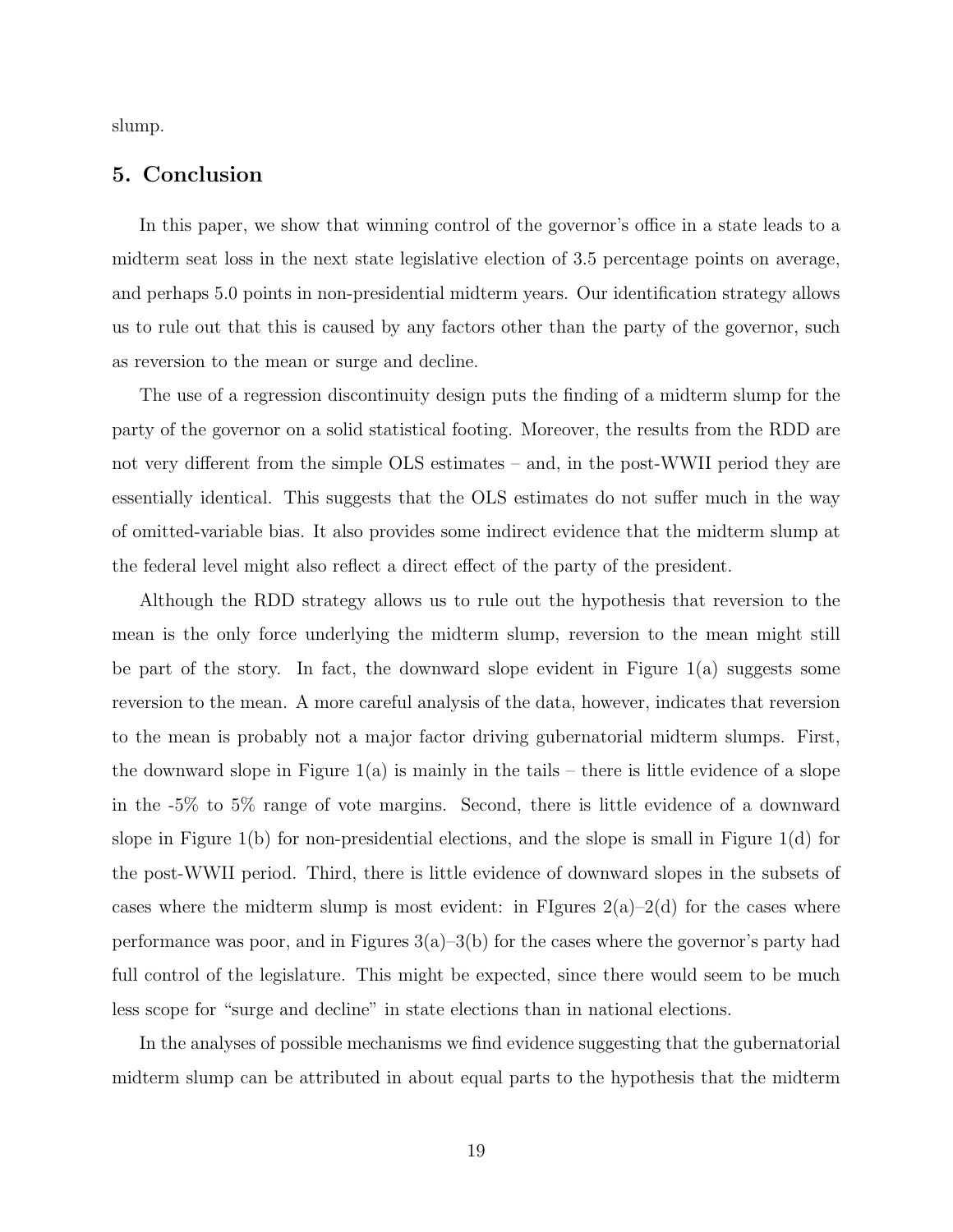slump.

## 5. Conclusion

In this paper, we show that winning control of the governor's office in a state leads to a midterm seat loss in the next state legislative election of 3.5 percentage points on average, and perhaps 5.0 points in non-presidential midterm years. Our identification strategy allows us to rule out that this is caused by any factors other than the party of the governor, such as reversion to the mean or surge and decline.

The use of a regression discontinuity design puts the finding of a midterm slump for the party of the governor on a solid statistical footing. Moreover, the results from the RDD are not very different from the simple OLS estimates – and, in the post-WWII period they are essentially identical. This suggests that the OLS estimates do not suffer much in the way of omitted-variable bias. It also provides some indirect evidence that the midterm slump at the federal level might also reflect a direct effect of the party of the president.

Although the RDD strategy allows us to rule out the hypothesis that reversion to the mean is the only force underlying the midterm slump, reversion to the mean might still be part of the story. In fact, the downward slope evident in Figure 1(a) suggests some reversion to the mean. A more careful analysis of the data, however, indicates that reversion to the mean is probably not a major factor driving gubernatorial midterm slumps. First, the downward slope in Figure 1(a) is mainly in the tails – there is little evidence of a slope in the -5% to 5% range of vote margins. Second, there is little evidence of a downward slope in Figure 1(b) for non-presidential elections, and the slope is small in Figure 1(d) for the post-WWII period. Third, there is little evidence of downward slopes in the subsets of cases where the midterm slump is most evident: in FIgures 2(a)–2(d) for the cases where performance was poor, and in Figures 3(a)–3(b) for the cases where the governor's party had full control of the legislature. This might be expected, since there would seem to be much less scope for "surge and decline" in state elections than in national elections.

In the analyses of possible mechanisms we find evidence suggesting that the gubernatorial midterm slump can be attributed in about equal parts to the hypothesis that the midterm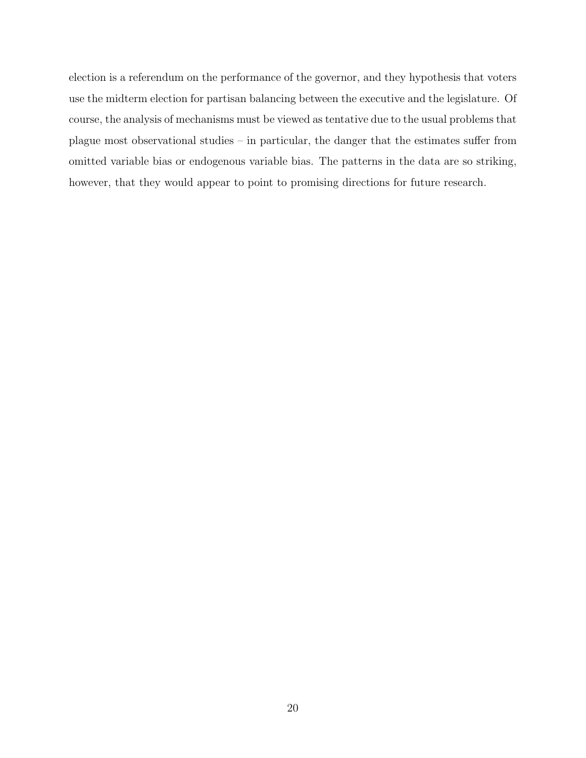election is a referendum on the performance of the governor, and they hypothesis that voters use the midterm election for partisan balancing between the executive and the legislature. Of course, the analysis of mechanisms must be viewed as tentative due to the usual problems that plague most observational studies – in particular, the danger that the estimates suffer from omitted variable bias or endogenous variable bias. The patterns in the data are so striking, however, that they would appear to point to promising directions for future research.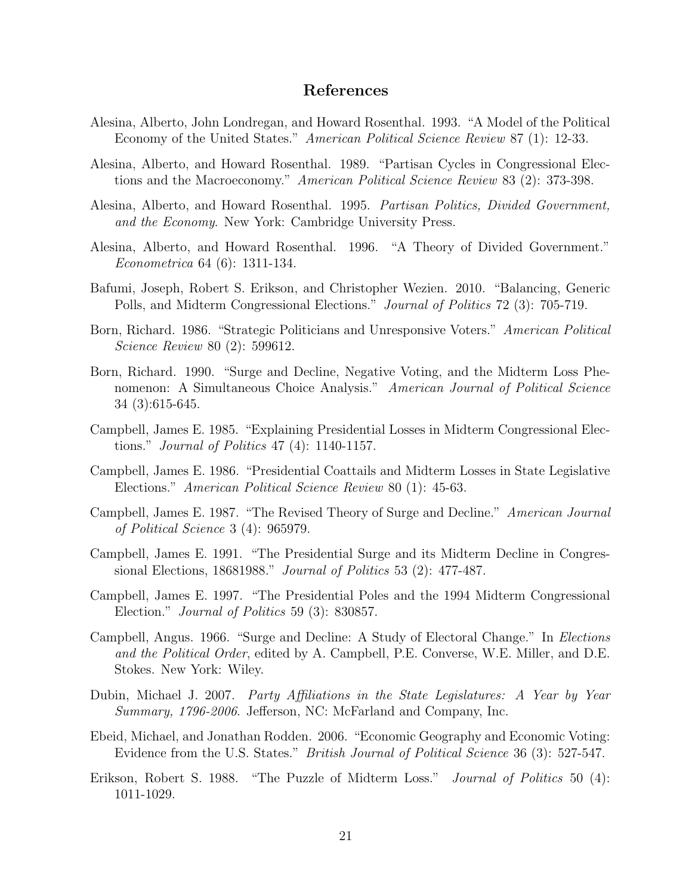## References

Alesina, Alberto, John Londregan, and Howard Rosenthal. 1993. "A Model of the Political Economy of the United States." *American Political Science Review* 87 (1): 12-33.

Alesina, Alberto, and Howard Rosenthal. 1989. "Partisan Cycles in Congressional Elections and the Macroeconomy." *American Political Science Review* 83 (2): 373-398.

Alesina, Alberto, and Howard Rosenthal. 1995. *Partisan Politics, Divided Government, and the Economy*. New York: Cambridge University Press.

Alesina, Alberto, and Howard Rosenthal. 1996. "A Theory of Divided Government." *Econometrica* 64 (6): 1311-134.

Bafumi, Joseph, Robert S. Erikson, and Christopher Wezien. 2010. "Balancing, Generic Polls, and Midterm Congressional Elections." *Journal of Politics* 72 (3): 705-719.

Born, Richard. 1986. "Strategic Politicians and Unresponsive Voters." *American Political Science Review* 80 (2): 599612.

Born, Richard. 1990. "Surge and Decline, Negative Voting, and the Midterm Loss Phenomenon: A Simultaneous Choice Analysis." *American Journal of Political Science* 34 (3):615-645.

Campbell, James E. 1985. "Explaining Presidential Losses in Midterm Congressional Elections." *Journal of Politics* 47 (4): 1140-1157.

Campbell, James E. 1986. "Presidential Coattails and Midterm Losses in State Legislative Elections." *American Political Science Review* 80 (1): 45-63.

Campbell, James E. 1987. "The Revised Theory of Surge and Decline." *American Journal of Political Science* 3 (4): 965979.

Campbell, James E. 1991. "The Presidential Surge and its Midterm Decline in Congressional Elections, 18681988." *Journal of Politics* 53 (2): 477-487.

Campbell, James E. 1997. "The Presidential Poles and the 1994 Midterm Congressional Election." *Journal of Politics* 59 (3): 830857.

Campbell, Angus. 1966. "Surge and Decline: A Study of Electoral Change." In *Elections and the Political Order*, edited by A. Campbell, P.E. Converse, W.E. Miller, and D.E. Stokes. New York: Wiley.

Dubin, Michael J. 2007. *Party Affiliations in the State Legislatures: A Year by Year Summary, 1796-2006*. Jefferson, NC: McFarland and Company, Inc.

Ebeid, Michael, and Jonathan Rodden. 2006. "Economic Geography and Economic Voting: Evidence from the U.S. States." *British Journal of Political Science* 36 (3): 527-547.

Erikson, Robert S. 1988. "The Puzzle of Midterm Loss." *Journal of Politics* 50 (4): 1011-1029.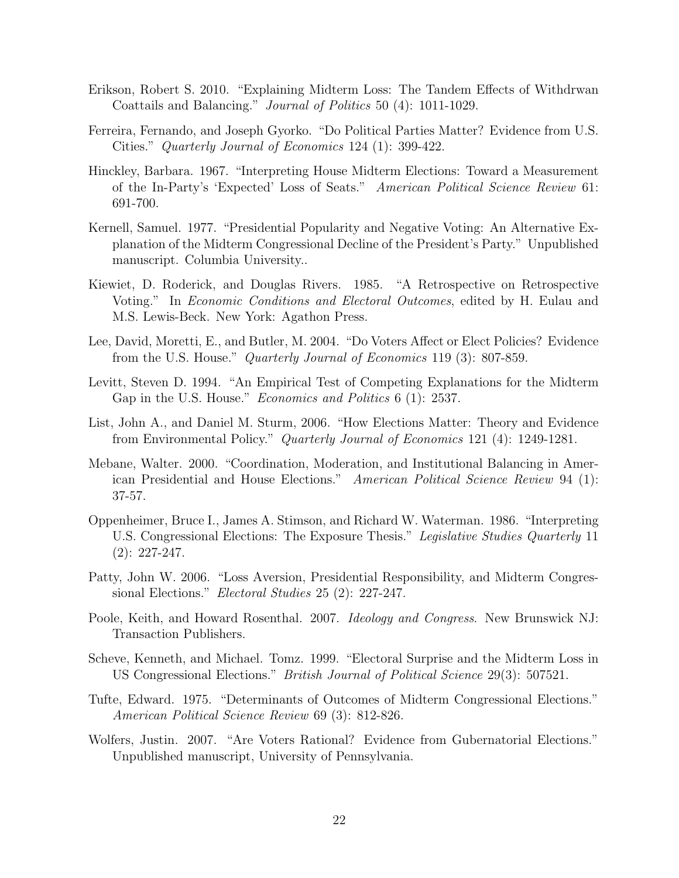Erikson, Robert S. 2010. "Explaining Midterm Loss: The Tandem Effects of Withdrwan Coattails and Balancing." *Journal of Politics* 50 (4): 1011-1029.

Ferreira, Fernando, and Joseph Gyorko. "Do Political Parties Matter? Evidence from U.S. Cities." *Quarterly Journal of Economics* 124 (1): 399-422.

Hinckley, Barbara. 1967. "Interpreting House Midterm Elections: Toward a Measurement of the In-Party's 'Expected' Loss of Seats." *American Political Science Review* 61: 691-700.

Kernell, Samuel. 1977. "Presidential Popularity and Negative Voting: An Alternative Explanation of the Midterm Congressional Decline of the President's Party." Unpublished manuscript. Columbia University..

Kiewiet, D. Roderick, and Douglas Rivers. 1985. "A Retrospective on Retrospective Voting." In *Economic Conditions and Electoral Outcomes*, edited by H. Eulau and M.S. Lewis-Beck. New York: Agathon Press.

Lee, David, Moretti, E., and Butler, M. 2004. "Do Voters Affect or Elect Policies? Evidence from the U.S. House." *Quarterly Journal of Economics* 119 (3): 807-859.

Levitt, Steven D. 1994. "An Empirical Test of Competing Explanations for the Midterm Gap in the U.S. House." *Economics and Politics* 6 (1): 2537.

List, John A., and Daniel M. Sturm, 2006. "How Elections Matter: Theory and Evidence from Environmental Policy." *Quarterly Journal of Economics* 121 (4): 1249-1281.

Mebane, Walter. 2000. "Coordination, Moderation, and Institutional Balancing in American Presidential and House Elections." *American Political Science Review* 94 (1): 37-57.

Oppenheimer, Bruce I., James A. Stimson, and Richard W. Waterman. 1986. "Interpreting U.S. Congressional Elections: The Exposure Thesis." *Legislative Studies Quarterly* 11 (2): 227-247.

Patty, John W. 2006. "Loss Aversion, Presidential Responsibility, and Midterm Congressional Elections." *Electoral Studies* 25 (2): 227-247.

Poole, Keith, and Howard Rosenthal. 2007. *Ideology and Congress*. New Brunswick NJ: Transaction Publishers.

Scheve, Kenneth, and Michael. Tomz. 1999. "Electoral Surprise and the Midterm Loss in US Congressional Elections." *British Journal of Political Science* 29(3): 507521.

Tufte, Edward. 1975. "Determinants of Outcomes of Midterm Congressional Elections." *American Political Science Review* 69 (3): 812-826.

Wolfers, Justin. 2007. "Are Voters Rational? Evidence from Gubernatorial Elections." Unpublished manuscript, University of Pennsylvania.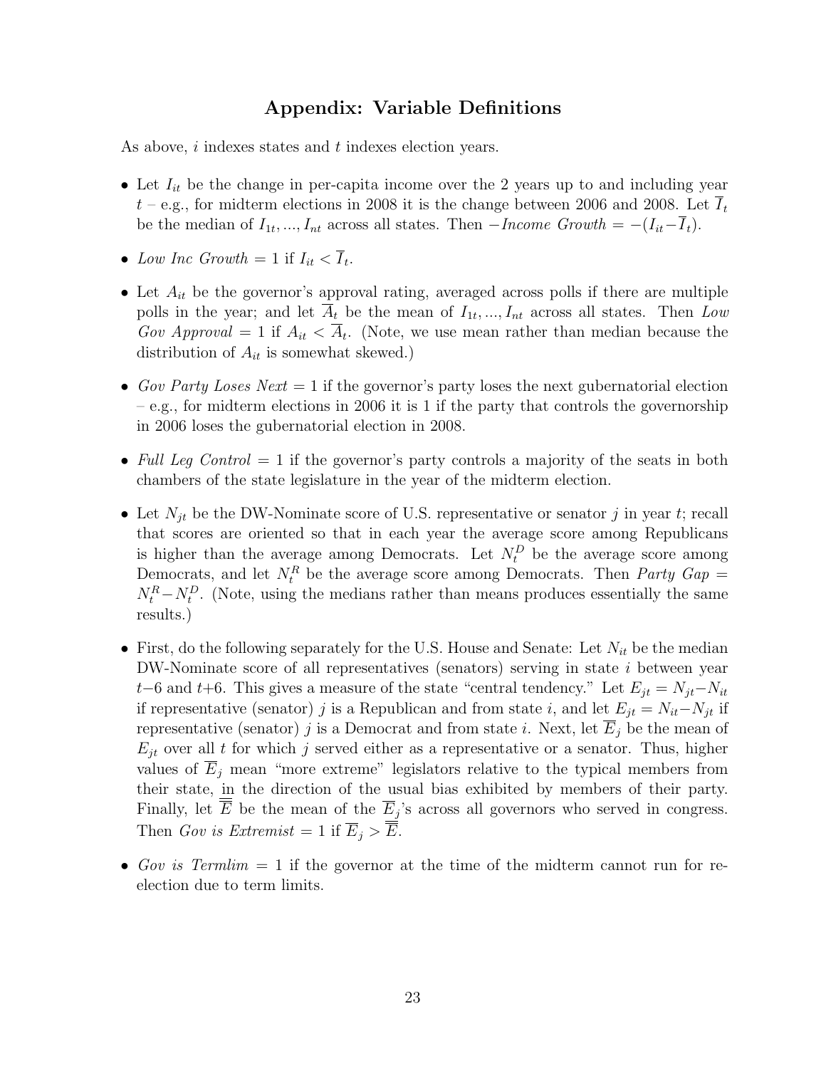## Appendix: Variable Definitions

As above, $i$ indexes states and $t$ indexes election years.

- Let $I_{it}$ be the change in per-capita income over the 2 years up to and including year $t$ – e.g., for midterm elections in 2008 it is the change between 2006 and 2008. Let $\overline{I}_t$ be the median of $I_{1t}, ..., I_{nt}$ across all states. Then $-$*Income Growth* $= -(I_{it} - \overline{I}_t)$.
- *Low Inc Growth* $= 1$ if $I_{it} < \overline{I}_t$.
- Let $A_{it}$ be the governor's approval rating, averaged across polls if there are multiple polls in the year; and let $\overline{A}_t$ be the mean of $I_{1t}, ..., I_{nt}$ across all states. Then *Low Gov Approval* $= 1$ if $A_{it} < \overline{A}_t$. (Note, we use mean rather than median because the distribution of $A_{it}$ is somewhat skewed.)
- *Gov Party Loses Next* $= 1$ if the governor's party loses the next gubernatorial election – e.g., for midterm elections in 2006 it is 1 if the party that controls the governorship in 2006 loses the gubernatorial election in 2008.
- *Full Leg Control* $= 1$ if the governor's party controls a majority of the seats in both chambers of the state legislature in the year of the midterm election.
- Let $N_{jt}$ be the DW-Nominate score of U.S. representative or senator $j$ in year $t$; recall that scores are oriented so that in each year the average score among Republicans is higher than the average among Democrats. Let $N_t^D$ be the average score among Democrats, and let $N_t^R$ be the average score among Democrats. Then *Party Gap* $= N_t^R - N_t^D$. (Note, using the medians rather than means produces essentially the same results.)
- First, do the following separately for the U.S. House and Senate: Let $N_{it}$ be the median DW-Nominate score of all representatives (senators) serving in state $i$ between year $t-6$ and $t+6$. This gives a measure of the state "central tendency." Let $E_{jt} = N_{jt} - N_{it}$ if representative (senator) $j$ is a Republican and from state $i$, and let $E_{jt} = N_{it} - N_{jt}$ if representative (senator) $j$ is a Democrat and from state $i$. Next, let $\overline{E}_j$ be the mean of $E_{jt}$ over all $t$ for which $j$ served either as a representative or a senator. Thus, higher values of $\overline{E}_j$ mean "more extreme" legislators relative to the typical members from their state, in the direction of the usual bias exhibited by members of their party. Finally, let $\overline{\overline{E}}$ be the mean of the $\overline{E}_j$'s across all governors who served in congress. Then *Gov is Extremist* $= 1$ if $\overline{E}_j > \overline{\overline{E}}$.
- *Gov is Termlim* $= 1$ if the governor at the time of the midterm cannot run for re-election due to term limits.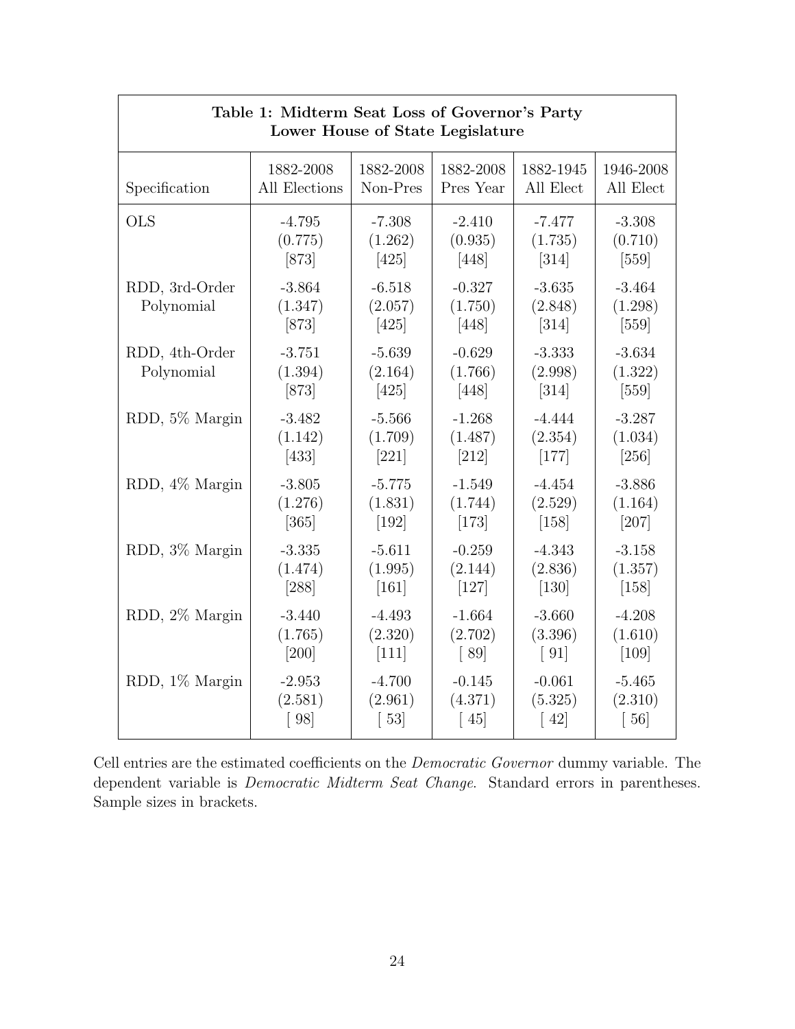**Table 1: Midterm Seat Loss of Governor's Party**
**Lower House of State Legislature**

| Specification | 1882-2008 All Elections | 1882-2008 Non-Pres | 1882-2008 Pres Year | 1882-1945 All Elect | 1946-2008 All Elect |
|---|---|---|---|---|---|
| OLS | -4.795 | -7.308 | -2.410 | -7.477 | -3.308 |
| | (0.775) | (1.262) | (0.935) | (1.735) | (0.710) |
| | [873] | [425] | [448] | [314] | [559] |
| RDD, 3rd-Order Polynomial | -3.864 | -6.518 | -0.327 | -3.635 | -3.464 |
| | (1.347) | (2.057) | (1.750) | (2.848) | (1.298) |
| | [873] | [425] | [448] | [314] | [559] |
| RDD, 4th-Order Polynomial | -3.751 | -5.639 | -0.629 | -3.333 | -3.634 |
| | (1.394) | (2.164) | (1.766) | (2.998) | (1.322) |
| | [873] | [425] | [448] | [314] | [559] |
| RDD, 5% Margin | -3.482 | -5.566 | -1.268 | -4.444 | -3.287 |
| | (1.142) | (1.709) | (1.487) | (2.354) | (1.034) |
| | [433] | [221] | [212] | [177] | [256] |
| RDD, 4% Margin | -3.805 | -5.775 | -1.549 | -4.454 | -3.886 |
| | (1.276) | (1.831) | (1.744) | (2.529) | (1.164) |
| | [365] | [192] | [173] | [158] | [207] |
| RDD, 3% Margin | -3.335 | -5.611 | -0.259 | -4.343 | -3.158 |
| | (1.474) | (1.995) | (2.144) | (2.836) | (1.357) |
| | [288] | [161] | [127] | [130] | [158] |
| RDD, 2% Margin | -3.440 | -4.493 | -1.664 | -3.660 | -4.208 |
| | (1.765) | (2.320) | (2.702) | (3.396) | (1.610) |
| | [200] | [111] | [ 89] | [ 91] | [109] |
| RDD, 1% Margin | -2.953 | -4.700 | -0.145 | -0.061 | -5.465 |
| | (2.581) | (2.961) | (4.371) | (5.325) | (2.310) |
| | [ 98] | [ 53] | [ 45] | [ 42] | [ 56] |

Cell entries are the estimated coefficients on the *Democratic Governor* dummy variable. The dependent variable is *Democratic Midterm Seat Change*. Standard errors in parentheses. Sample sizes in brackets.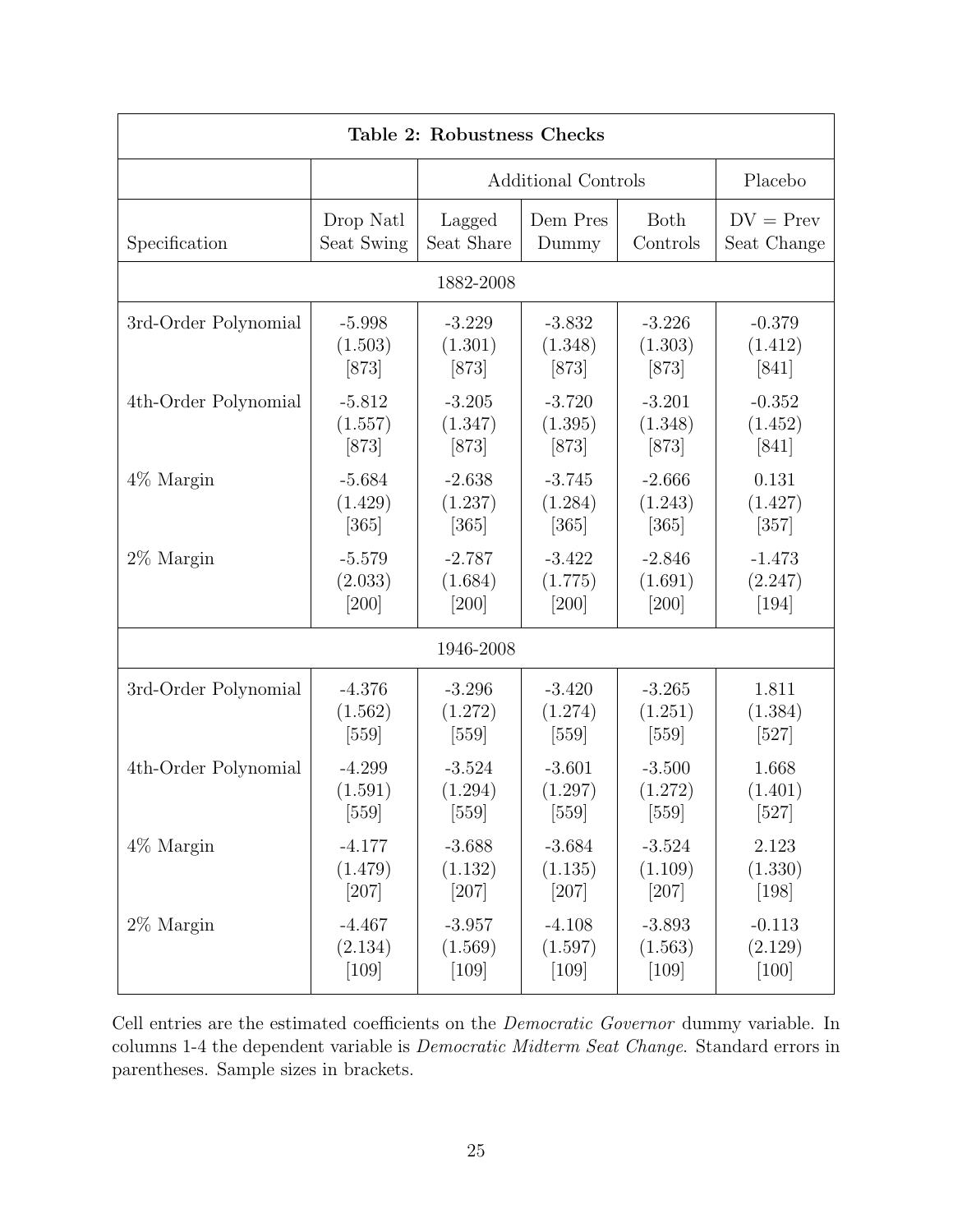**Table 2: Robustness Checks**

| | | Additional Controls | | | Placebo |
|---|---|---|---|---|---|
| Specification | Drop Natl Seat Swing | Lagged Seat Share | Dem Pres Dummy | Both Controls | DV = Prev Seat Change |
| **1882-2008** | | | | | |
| 3rd-Order Polynomial | -5.998 (1.503) [873] | -3.229 (1.301) [873] | -3.832 (1.348) [873] | -3.226 (1.303) [873] | -0.379 (1.412) [841] |
| 4th-Order Polynomial | -5.812 (1.557) [873] | -3.205 (1.347) [873] | -3.720 (1.395) [873] | -3.201 (1.348) [873] | -0.352 (1.452) [841] |
| 4% Margin | -5.684 (1.429) [365] | -2.638 (1.237) [365] | -3.745 (1.284) [365] | -2.666 (1.243) [365] | 0.131 (1.427) [357] |
| 2% Margin | -5.579 (2.033) [200] | -2.787 (1.684) [200] | -3.422 (1.775) [200] | -2.846 (1.691) [200] | -1.473 (2.247) [194] |
| **1946-2008** | | | | | |
| 3rd-Order Polynomial | -4.376 (1.562) [559] | -3.296 (1.272) [559] | -3.420 (1.274) [559] | -3.265 (1.251) [559] | 1.811 (1.384) [527] |
| 4th-Order Polynomial | -4.299 (1.591) [559] | -3.524 (1.294) [559] | -3.601 (1.297) [559] | -3.500 (1.272) [559] | 1.668 (1.401) [527] |
| 4% Margin | -4.177 (1.479) [207] | -3.688 (1.132) [207] | -3.684 (1.135) [207] | -3.524 (1.109) [207] | 2.123 (1.330) [198] |
| 2% Margin | -4.467 (2.134) [109] | -3.957 (1.569) [109] | -4.108 (1.597) [109] | -3.893 (1.563) [109] | -0.113 (2.129) [100] |

Cell entries are the estimated coefficients on the *Democratic Governor* dummy variable. In columns 1-4 the dependent variable is *Democratic Midterm Seat Change*. Standard errors in parentheses. Sample sizes in brackets.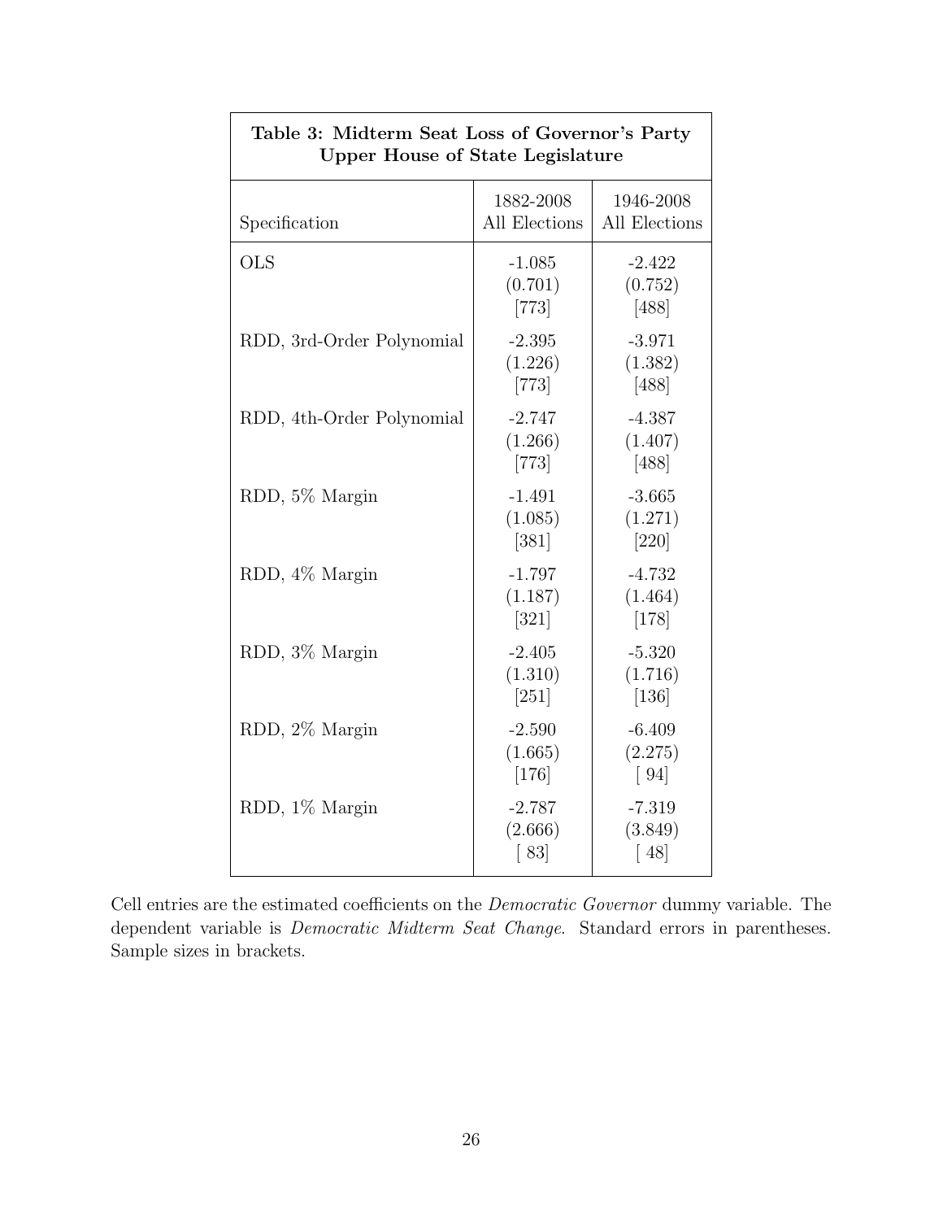**Table 3: Midterm Seat Loss of Governor's Party Upper House of State Legislature**

| Specification | 1882-2008 All Elections | 1946-2008 All Elections |
|---|---|---|
| OLS | -1.085 (0.701) [773] | -2.422 (0.752) [488] |
| RDD, 3rd-Order Polynomial | -2.395 (1.226) [773] | -3.971 (1.382) [488] |
| RDD, 4th-Order Polynomial | -2.747 (1.266) [773] | -4.387 (1.407) [488] |
| RDD, 5% Margin | -1.491 (1.085) [381] | -3.665 (1.271) [220] |
| RDD, 4% Margin | -1.797 (1.187) [321] | -4.732 (1.464) [178] |
| RDD, 3% Margin | -2.405 (1.310) [251] | -5.320 (1.716) [136] |
| RDD, 2% Margin | -2.590 (1.665) [176] | -6.409 (2.275) [ 94] |
| RDD, 1% Margin | -2.787 (2.666) [ 83] | -7.319 (3.849) [ 48] |

Cell entries are the estimated coefficients on the *Democratic Governor* dummy variable. The dependent variable is *Democratic Midterm Seat Change*. Standard errors in parentheses. Sample sizes in brackets.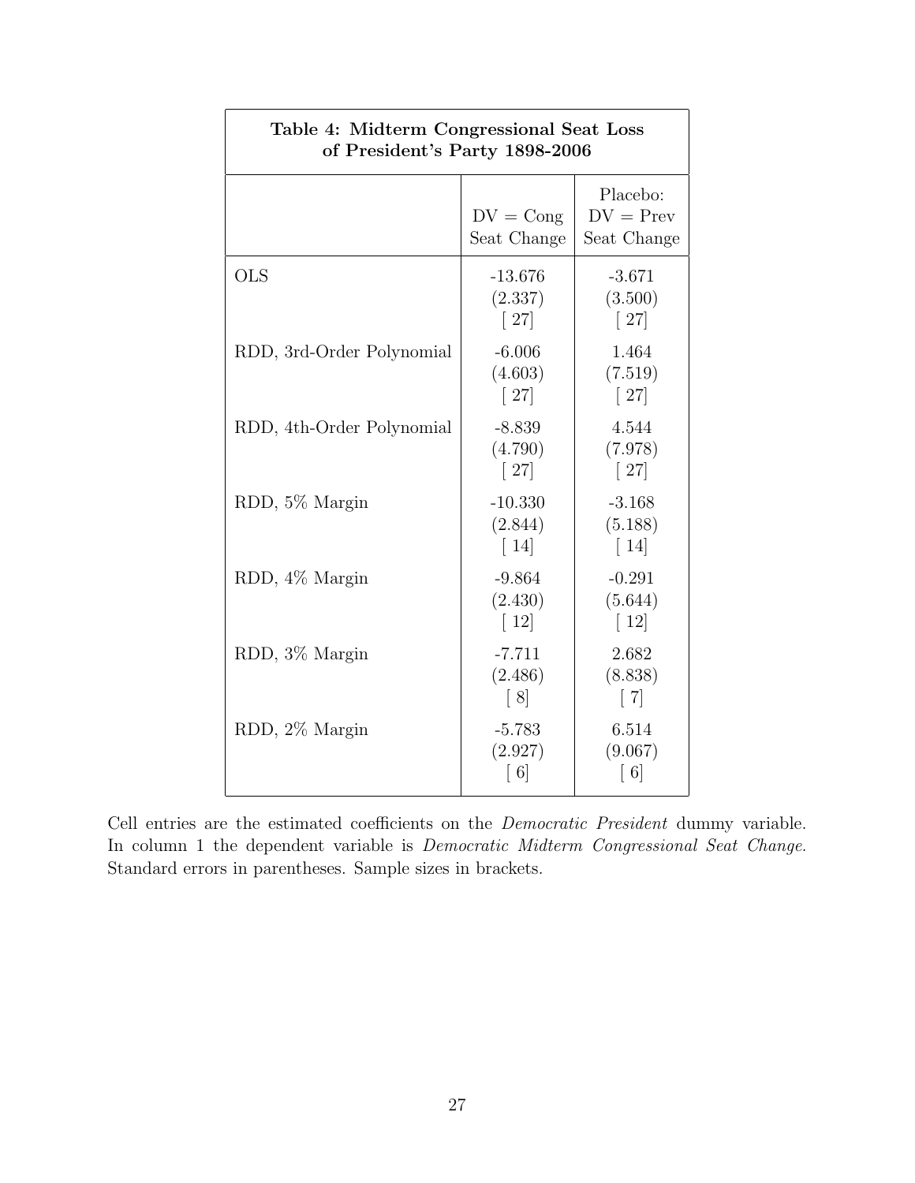**Table 4: Midterm Congressional Seat Loss of President's Party 1898-2006**

| | DV = Cong Seat Change | Placebo: DV = Prev Seat Change |
|---|---|---|
| OLS | -13.676<br>(2.337)<br>[ 27] | -3.671<br>(3.500)<br>[ 27] |
| RDD, 3rd-Order Polynomial | -6.006<br>(4.603)<br>[ 27] | 1.464<br>(7.519)<br>[ 27] |
| RDD, 4th-Order Polynomial | -8.839<br>(4.790)<br>[ 27] | 4.544<br>(7.978)<br>[ 27] |
| RDD, 5% Margin | -10.330<br>(2.844)<br>[ 14] | -3.168<br>(5.188)<br>[ 14] |
| RDD, 4% Margin | -9.864<br>(2.430)<br>[ 12] | -0.291<br>(5.644)<br>[ 12] |
| RDD, 3% Margin | -7.711<br>(2.486)<br>[ 8] | 2.682<br>(8.838)<br>[ 7] |
| RDD, 2% Margin | -5.783<br>(2.927)<br>[ 6] | 6.514<br>(9.067)<br>[ 6] |

Cell entries are the estimated coefficients on the *Democratic President* dummy variable. In column 1 the dependent variable is *Democratic Midterm Congressional Seat Change*. Standard errors in parentheses. Sample sizes in brackets.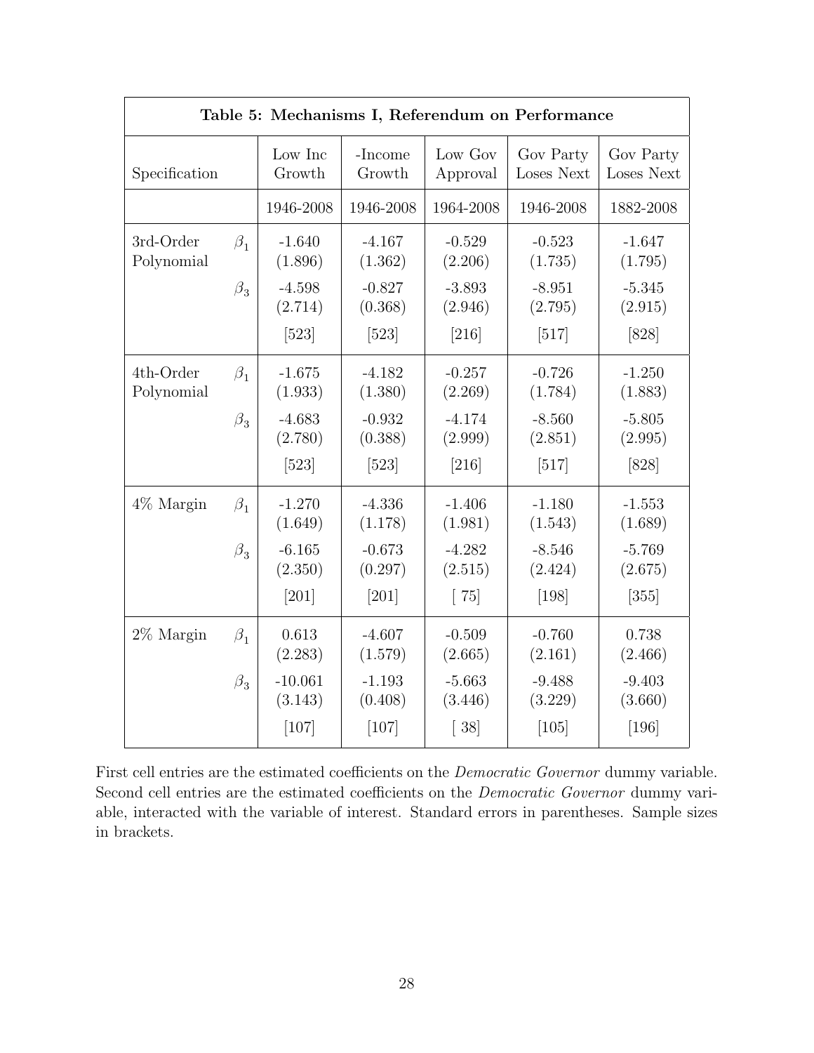**Table 5: Mechanisms I, Referendum on Performance**

| Specification | | Low Inc Growth | -Income Growth | Low Gov Approval | Gov Party Loses Next | Gov Party Loses Next |
|---|---|---|---|---|---|---|
| | | 1946-2008 | 1946-2008 | 1964-2008 | 1946-2008 | 1882-2008 |
| 3rd-Order Polynomial | $\beta_1$ | -1.640 | -4.167 | -0.529 | -0.523 | -1.647 |
| | | (1.896) | (1.362) | (2.206) | (1.735) | (1.795) |
| | $\beta_3$ | -4.598 | -0.827 | -3.893 | -8.951 | -5.345 |
| | | (2.714) | (0.368) | (2.946) | (2.795) | (2.915) |
| | | [523] | [523] | [216] | [517] | [828] |
| 4th-Order Polynomial | $\beta_1$ | -1.675 | -4.182 | -0.257 | -0.726 | -1.250 |
| | | (1.933) | (1.380) | (2.269) | (1.784) | (1.883) |
| | $\beta_3$ | -4.683 | -0.932 | -4.174 | -8.560 | -5.805 |
| | | (2.780) | (0.388) | (2.999) | (2.851) | (2.995) |
| | | [523] | [523] | [216] | [517] | [828] |
| 4% Margin | $\beta_1$ | -1.270 | -4.336 | -1.406 | -1.180 | -1.553 |
| | | (1.649) | (1.178) | (1.981) | (1.543) | (1.689) |
| | $\beta_3$ | -6.165 | -0.673 | -4.282 | -8.546 | -5.769 |
| | | (2.350) | (0.297) | (2.515) | (2.424) | (2.675) |
| | | [201] | [201] | [ 75] | [198] | [355] |
| 2% Margin | $\beta_1$ | 0.613 | -4.607 | -0.509 | -0.760 | 0.738 |
| | | (2.283) | (1.579) | (2.665) | (2.161) | (2.466) |
| | $\beta_3$ | -10.061 | -1.193 | -5.663 | -9.488 | -9.403 |
| | | (3.143) | (0.408) | (3.446) | (3.229) | (3.660) |
| | | [107] | [107] | [ 38] | [105] | [196] |

First cell entries are the estimated coefficients on the *Democratic Governor* dummy variable. Second cell entries are the estimated coefficients on the *Democratic Governor* dummy variable, interacted with the variable of interest. Standard errors in parentheses. Sample sizes in brackets.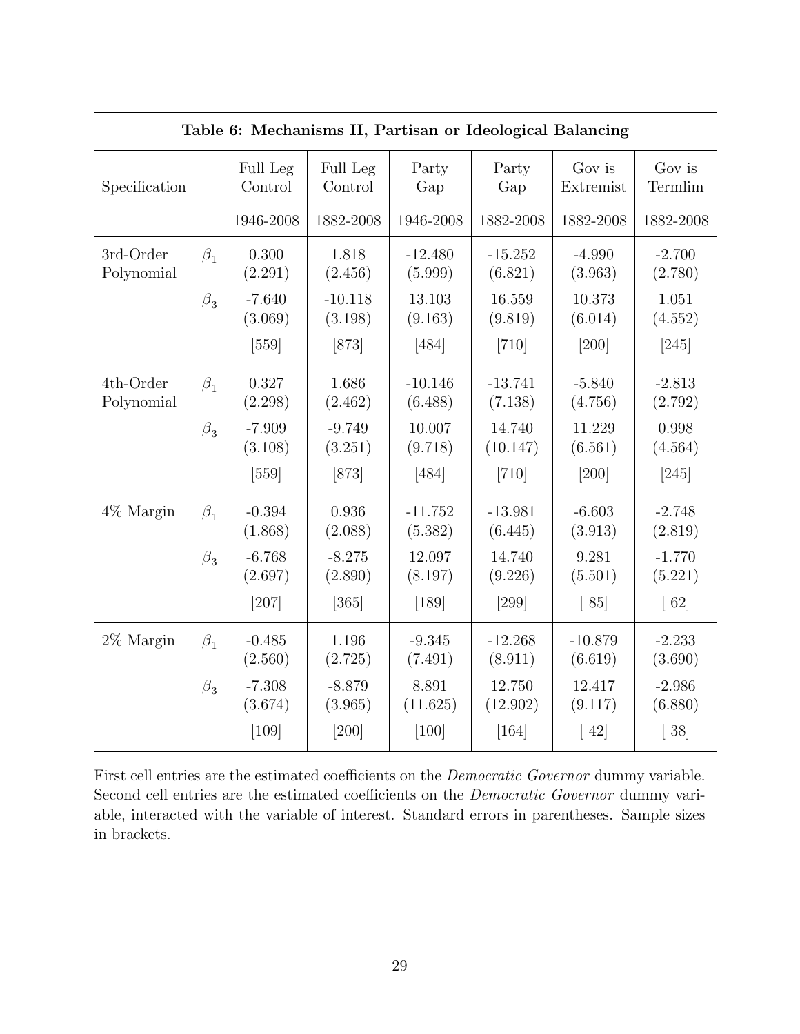**Table 6: Mechanisms II, Partisan or Ideological Balancing**

| Specification | | Full Leg Control | Full Leg Control | Party Gap | Party Gap | Gov is Extremist | Gov is Termlim |
|---|---|---|---|---|---|---|---|
| | | 1946-2008 | 1882-2008 | 1946-2008 | 1882-2008 | 1882-2008 | 1882-2008 |
| 3rd-Order Polynomial | $\beta_1$ | 0.300 | 1.818 | -12.480 | -15.252 | -4.990 | -2.700 |
| | | (2.291) | (2.456) | (5.999) | (6.821) | (3.963) | (2.780) |
| | $\beta_3$ | -7.640 | -10.118 | 13.103 | 16.559 | 10.373 | 1.051 |
| | | (3.069) | (3.198) | (9.163) | (9.819) | (6.014) | (4.552) |
| | | [559] | [873] | [484] | [710] | [200] | [245] |
| 4th-Order Polynomial | $\beta_1$ | 0.327 | 1.686 | -10.146 | -13.741 | -5.840 | -2.813 |
| | | (2.298) | (2.462) | (6.488) | (7.138) | (4.756) | (2.792) |
| | $\beta_3$ | -7.909 | -9.749 | 10.007 | 14.740 | 11.229 | 0.998 |
| | | (3.108) | (3.251) | (9.718) | (10.147) | (6.561) | (4.564) |
| | | [559] | [873] | [484] | [710] | [200] | [245] |
| 4% Margin | $\beta_1$ | -0.394 | 0.936 | -11.752 | -13.981 | -6.603 | -2.748 |
| | | (1.868) | (2.088) | (5.382) | (6.445) | (3.913) | (2.819) |
| | $\beta_3$ | -6.768 | -8.275 | 12.097 | 14.740 | 9.281 | -1.770 |
| | | (2.697) | (2.890) | (8.197) | (9.226) | (5.501) | (5.221) |
| | | [207] | [365] | [189] | [299] | [ 85] | [ 62] |
| 2% Margin | $\beta_1$ | -0.485 | 1.196 | -9.345 | -12.268 | -10.879 | -2.233 |
| | | (2.560) | (2.725) | (7.491) | (8.911) | (6.619) | (3.690) |
| | $\beta_3$ | -7.308 | -8.879 | 8.891 | 12.750 | 12.417 | -2.986 |
| | | (3.674) | (3.965) | (11.625) | (12.902) | (9.117) | (6.880) |
| | | [109] | [200] | [100] | [164] | [ 42] | [ 38] |

First cell entries are the estimated coefficients on the *Democratic Governor* dummy variable. Second cell entries are the estimated coefficients on the *Democratic Governor* dummy variable, interacted with the variable of interest. Standard errors in parentheses. Sample sizes in brackets.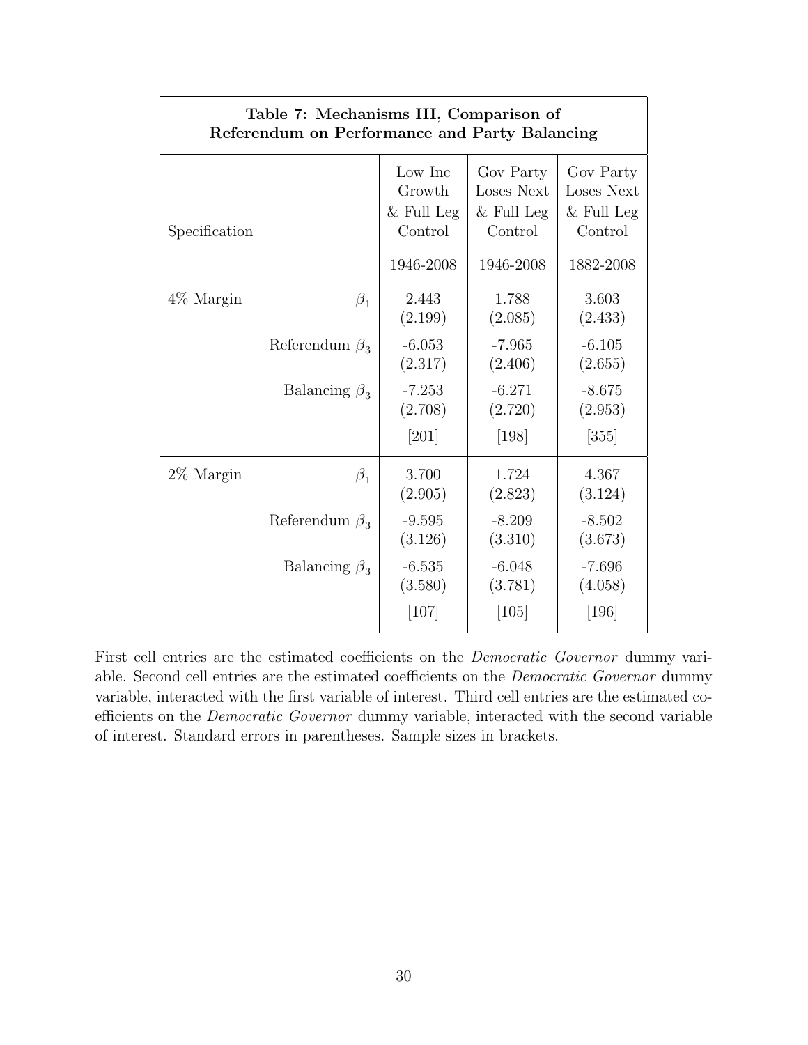**Table 7: Mechanisms III, Comparison of Referendum on Performance and Party Balancing**

| Specification | | Low Inc Growth & Full Leg Control | Gov Party Loses Next & Full Leg Control | Gov Party Loses Next & Full Leg Control |
|---|---|---|---|---|
| | | 1946-2008 | 1946-2008 | 1882-2008 |
| 4% Margin | $\beta_1$ | 2.443 | 1.788 | 3.603 |
| | | (2.199) | (2.085) | (2.433) |
| | Referendum $\beta_3$ | -6.053 | -7.965 | -6.105 |
| | | (2.317) | (2.406) | (2.655) |
| | Balancing $\beta_3$ | -7.253 | -6.271 | -8.675 |
| | | (2.708) | (2.720) | (2.953) |
| | | [201] | [198] | [355] |
| 2% Margin | $\beta_1$ | 3.700 | 1.724 | 4.367 |
| | | (2.905) | (2.823) | (3.124) |
| | Referendum $\beta_3$ | -9.595 | -8.209 | -8.502 |
| | | (3.126) | (3.310) | (3.673) |
| | Balancing $\beta_3$ | -6.535 | -6.048 | -7.696 |
| | | (3.580) | (3.781) | (4.058) |
| | | [107] | [105] | [196] |

First cell entries are the estimated coefficients on the *Democratic Governor* dummy variable. Second cell entries are the estimated coefficients on the *Democratic Governor* dummy variable, interacted with the first variable of interest. Third cell entries are the estimated coefficients on the *Democratic Governor* dummy variable, interacted with the second variable of interest. Standard errors in parentheses. Sample sizes in brackets.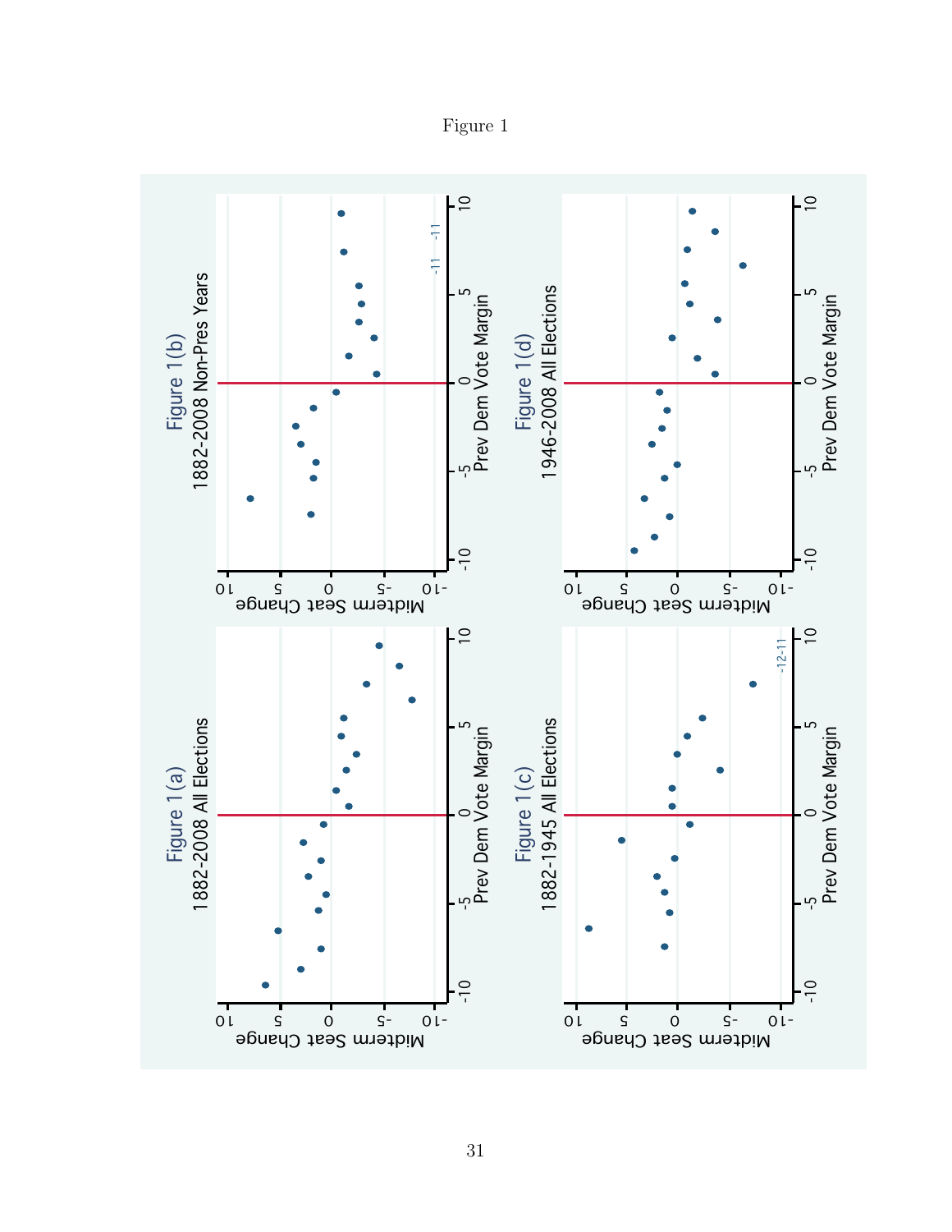Figure 1

Figure 1(a)
1882-2008 All Elections

Figure 1(b)
1882-2008 Non-Pres Years

Figure 1(c)
1882-1945 All Elections

Figure 1(d)
1946-2008 All Elections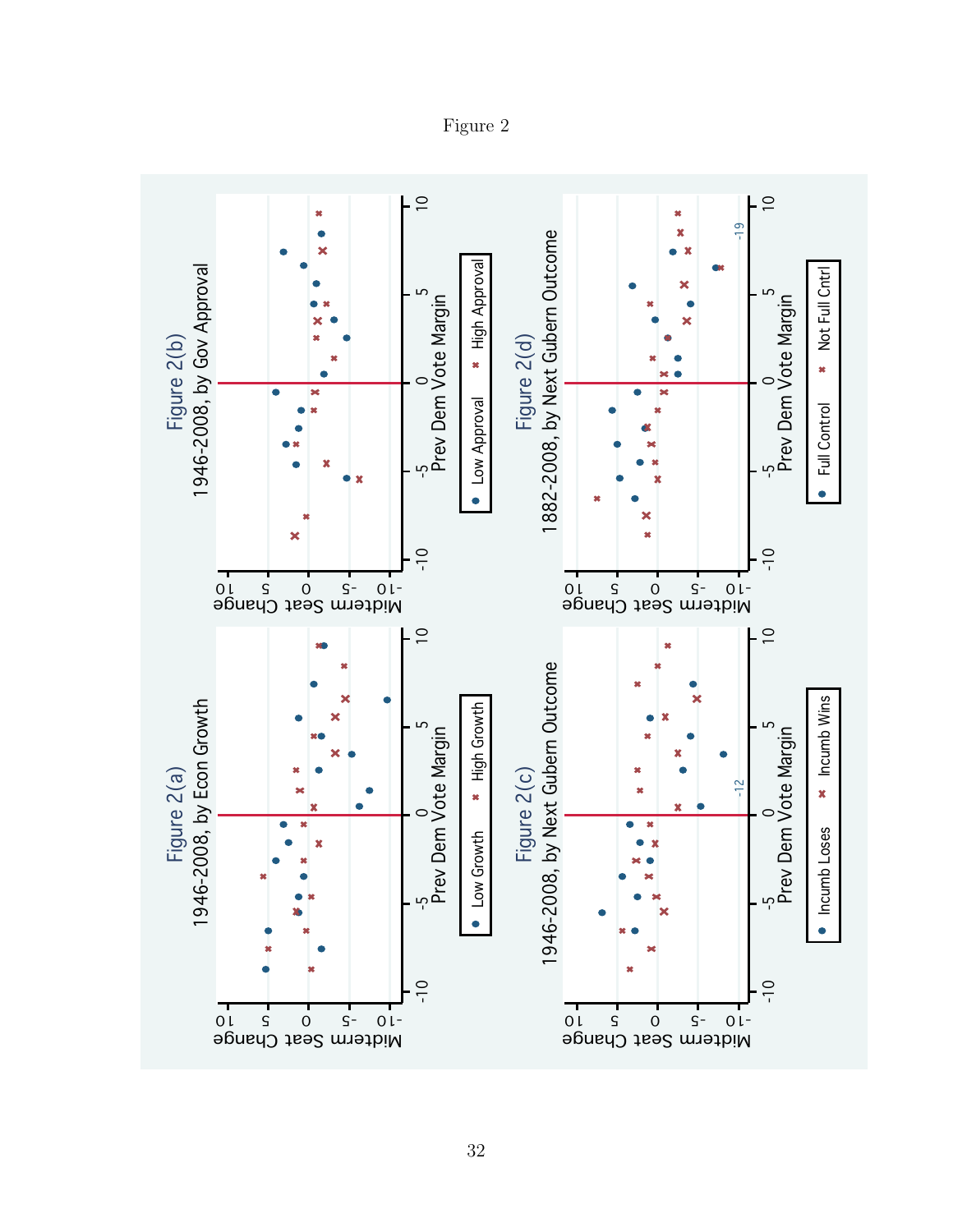Figure 2

Figure 2(a)
1946-2008, by Econ Growth

Midterm Seat Change

Prev Dem Vote Margin

Low Growth | High Growth

Figure 2(b)
1946-2008, by Gov Approval

Midterm Seat Change

Prev Dem Vote Margin

Low Approval | High Approval

Figure 2(c)
1946-2008, by Next Gubern Outcome

Midterm Seat Change

Prev Dem Vote Margin

-12

Incumb Loses | Incumb Wins

Figure 2(d)
1882-2008, by Next Gubern Outcome

Midterm Seat Change

Prev Dem Vote Margin

-19

Full Control | Not Full Cntrl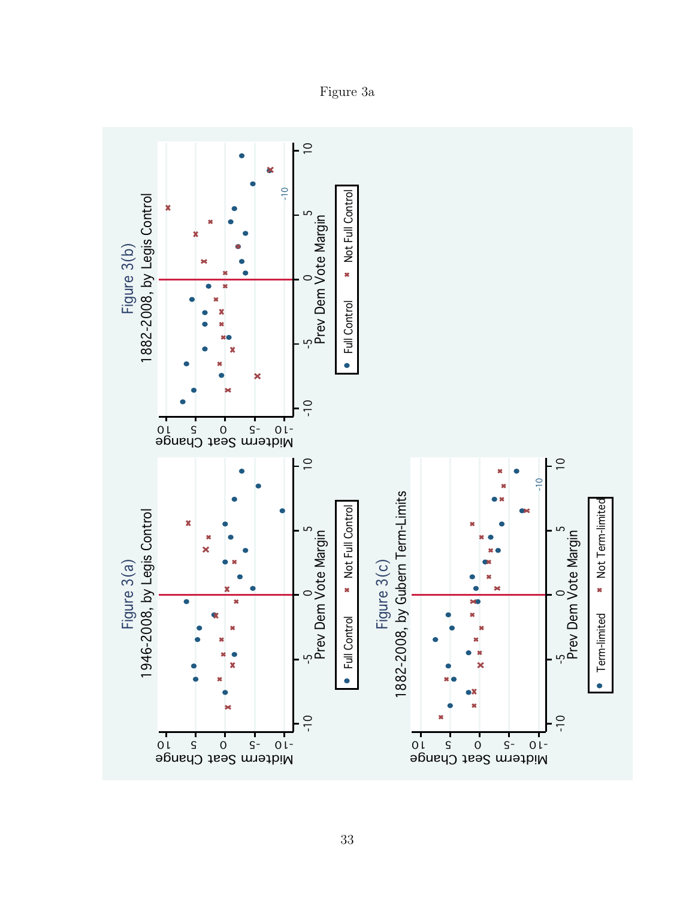Figure 3a

Figure 3(a)

1946-2008, by Legis Control

Midterm Seat Change

10

5

0

-5

-10

-10

-5

0

5

10

Prev Dem Vote Margin

Full Control

Not Full Control

Figure 3(b)

1882-2008, by Legis Control

Midterm Seat Change

10

5

0

-5

-10

-10

-5

0

5

10

-10

Prev Dem Vote Margin

Full Control

Not Full Control

Figure 3(c)

1882-2008, by Gubern Term-Limits

Midterm Seat Change

10

5

0

-5

-10

-10

-5

0

5

10

-10

Prev Dem Vote Margin

Term-limited

Not Term-limited